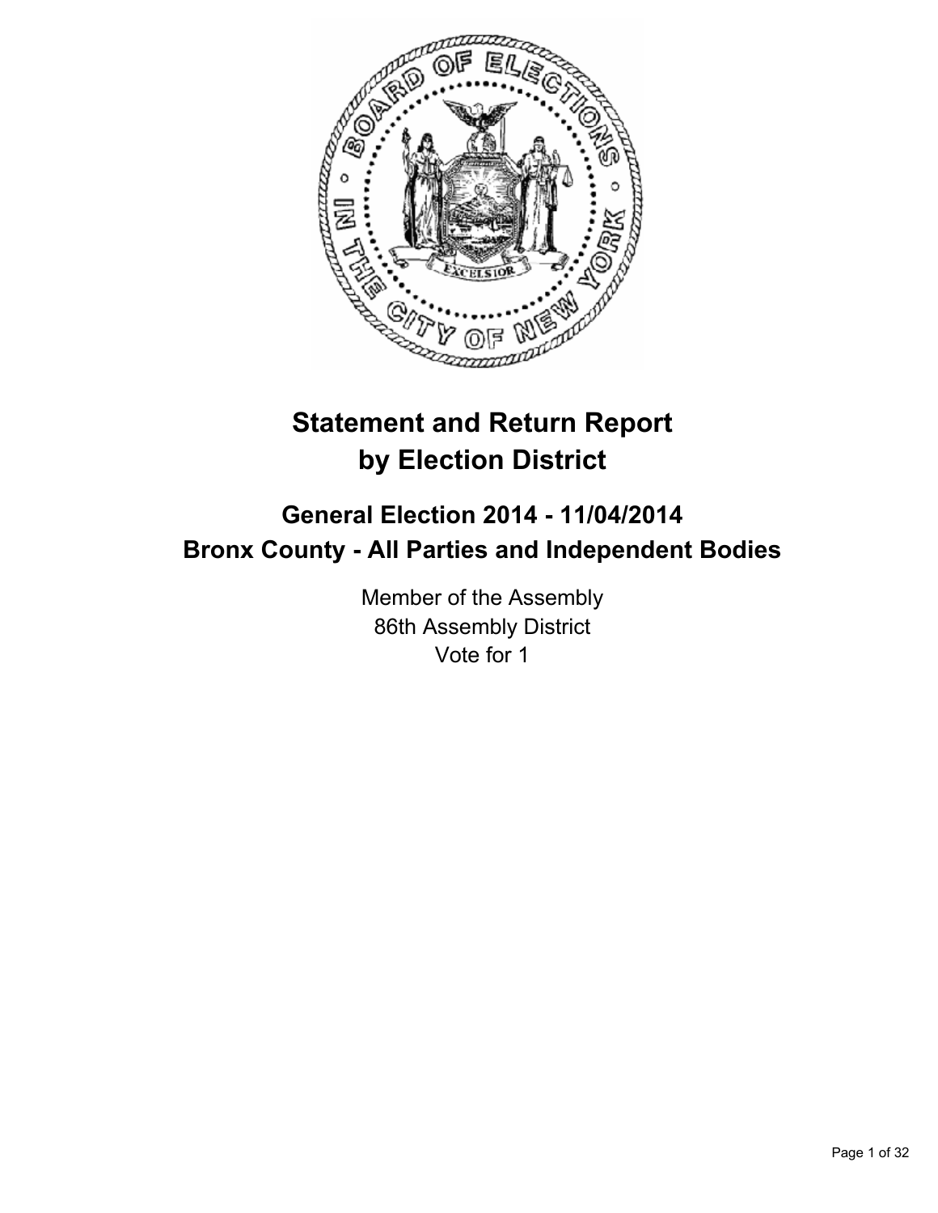# Statement and Return Report by Election District

## General Election 2014 - 11/04/2014
## Bronx County - All Parties and Independent Bodies

Member of the Assembly
86th Assembly District
Vote for 1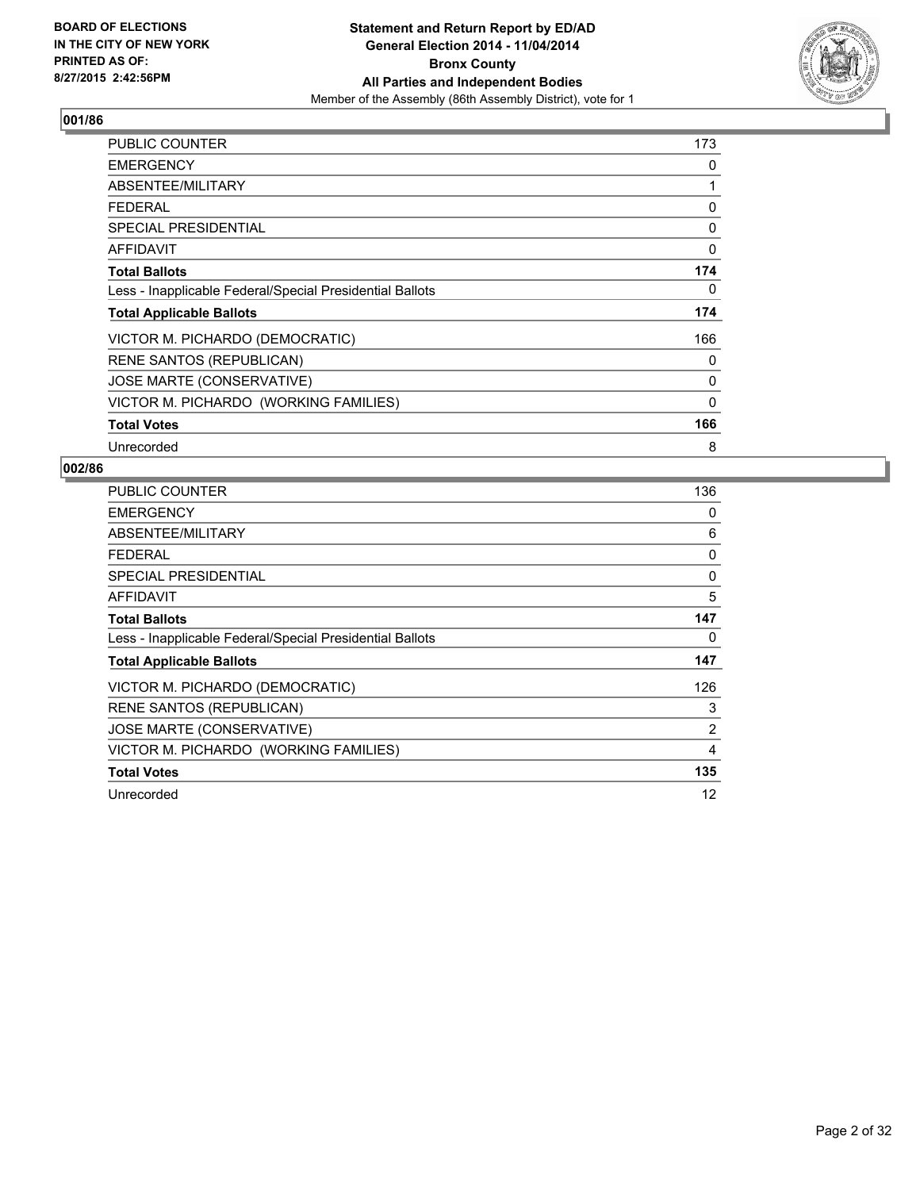**BOARD OF ELECTIONS**
**IN THE CITY OF NEW YORK**
**PRINTED AS OF:**
**8/27/2015 2:42:56PM**

**Statement and Return Report by ED/AD**
**General Election 2014 - 11/04/2014**
**Bronx County**
**All Parties and Independent Bodies**
Member of the Assembly (86th Assembly District), vote for 1

## 001/86

| | |
|---|---|
| PUBLIC COUNTER | 173 |
| EMERGENCY | 0 |
| ABSENTEE/MILITARY | 1 |
| FEDERAL | 0 |
| SPECIAL PRESIDENTIAL | 0 |
| AFFIDAVIT | 0 |
| **Total Ballots** | **174** |
| Less - Inapplicable Federal/Special Presidential Ballots | 0 |
| **Total Applicable Ballots** | **174** |
| VICTOR M. PICHARDO (DEMOCRATIC) | 166 |
| RENE SANTOS (REPUBLICAN) | 0 |
| JOSE MARTE (CONSERVATIVE) | 0 |
| VICTOR M. PICHARDO (WORKING FAMILIES) | 0 |
| **Total Votes** | **166** |
| Unrecorded | 8 |

## 002/86

| | |
|---|---|
| PUBLIC COUNTER | 136 |
| EMERGENCY | 0 |
| ABSENTEE/MILITARY | 6 |
| FEDERAL | 0 |
| SPECIAL PRESIDENTIAL | 0 |
| AFFIDAVIT | 5 |
| **Total Ballots** | **147** |
| Less - Inapplicable Federal/Special Presidential Ballots | 0 |
| **Total Applicable Ballots** | **147** |
| VICTOR M. PICHARDO (DEMOCRATIC) | 126 |
| RENE SANTOS (REPUBLICAN) | 3 |
| JOSE MARTE (CONSERVATIVE) | 2 |
| VICTOR M. PICHARDO (WORKING FAMILIES) | 4 |
| **Total Votes** | **135** |
| Unrecorded | 12 |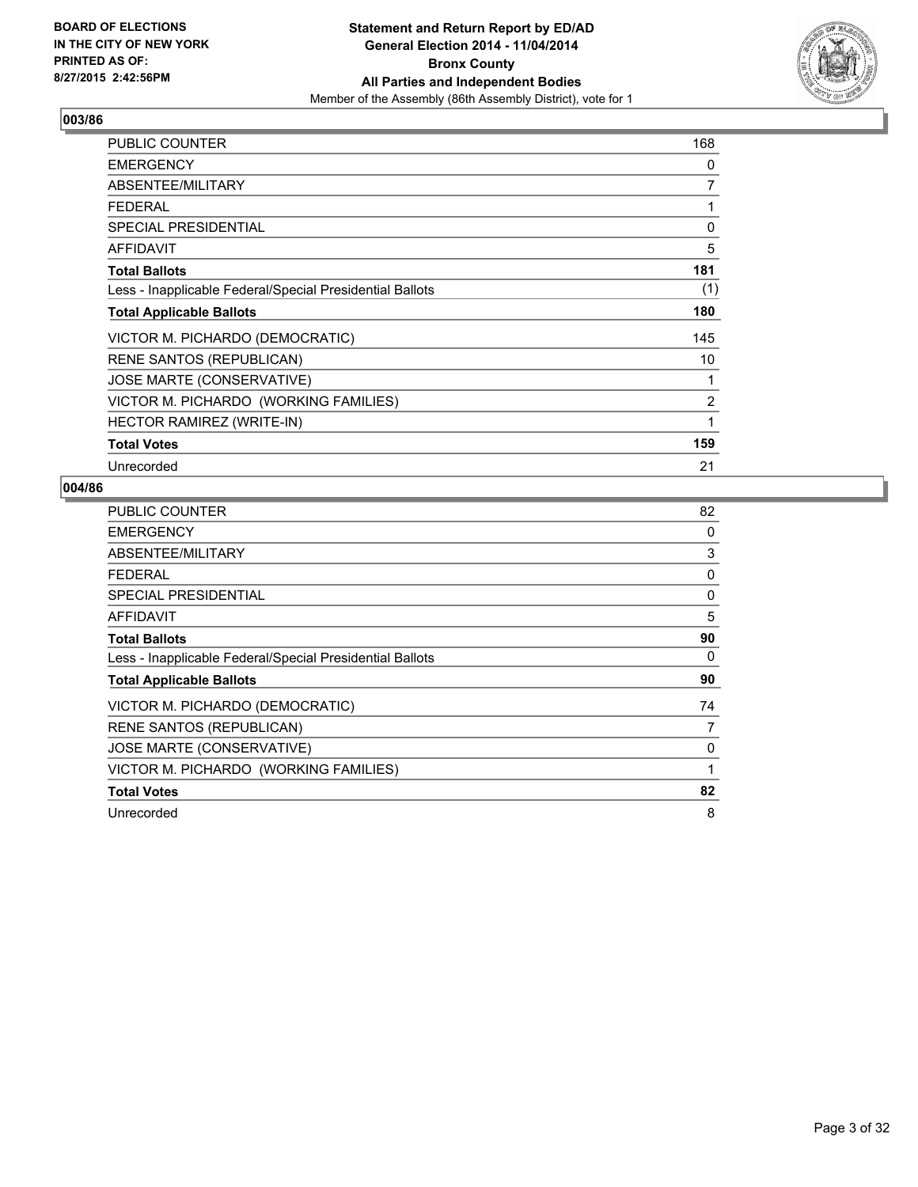**BOARD OF ELECTIONS IN THE CITY OF NEW YORK PRINTED AS OF: 8/27/2015 2:42:56PM**

**Statement and Return Report by ED/AD General Election 2014 - 11/04/2014 Bronx County All Parties and Independent Bodies**

Member of the Assembly (86th Assembly District), vote for 1

## 003/86

| | |
|---|---|
| PUBLIC COUNTER | 168 |
| EMERGENCY | 0 |
| ABSENTEE/MILITARY | 7 |
| FEDERAL | 1 |
| SPECIAL PRESIDENTIAL | 0 |
| AFFIDAVIT | 5 |
| **Total Ballots** | **181** |
| Less - Inapplicable Federal/Special Presidential Ballots | (1) |
| **Total Applicable Ballots** | **180** |
| VICTOR M. PICHARDO (DEMOCRATIC) | 145 |
| RENE SANTOS (REPUBLICAN) | 10 |
| JOSE MARTE (CONSERVATIVE) | 1 |
| VICTOR M. PICHARDO (WORKING FAMILIES) | 2 |
| HECTOR RAMIREZ (WRITE-IN) | 1 |
| **Total Votes** | **159** |
| Unrecorded | 21 |

## 004/86

| | |
|---|---|
| PUBLIC COUNTER | 82 |
| EMERGENCY | 0 |
| ABSENTEE/MILITARY | 3 |
| FEDERAL | 0 |
| SPECIAL PRESIDENTIAL | 0 |
| AFFIDAVIT | 5 |
| **Total Ballots** | **90** |
| Less - Inapplicable Federal/Special Presidential Ballots | 0 |
| **Total Applicable Ballots** | **90** |
| VICTOR M. PICHARDO (DEMOCRATIC) | 74 |
| RENE SANTOS (REPUBLICAN) | 7 |
| JOSE MARTE (CONSERVATIVE) | 0 |
| VICTOR M. PICHARDO (WORKING FAMILIES) | 1 |
| **Total Votes** | **82** |
| Unrecorded | 8 |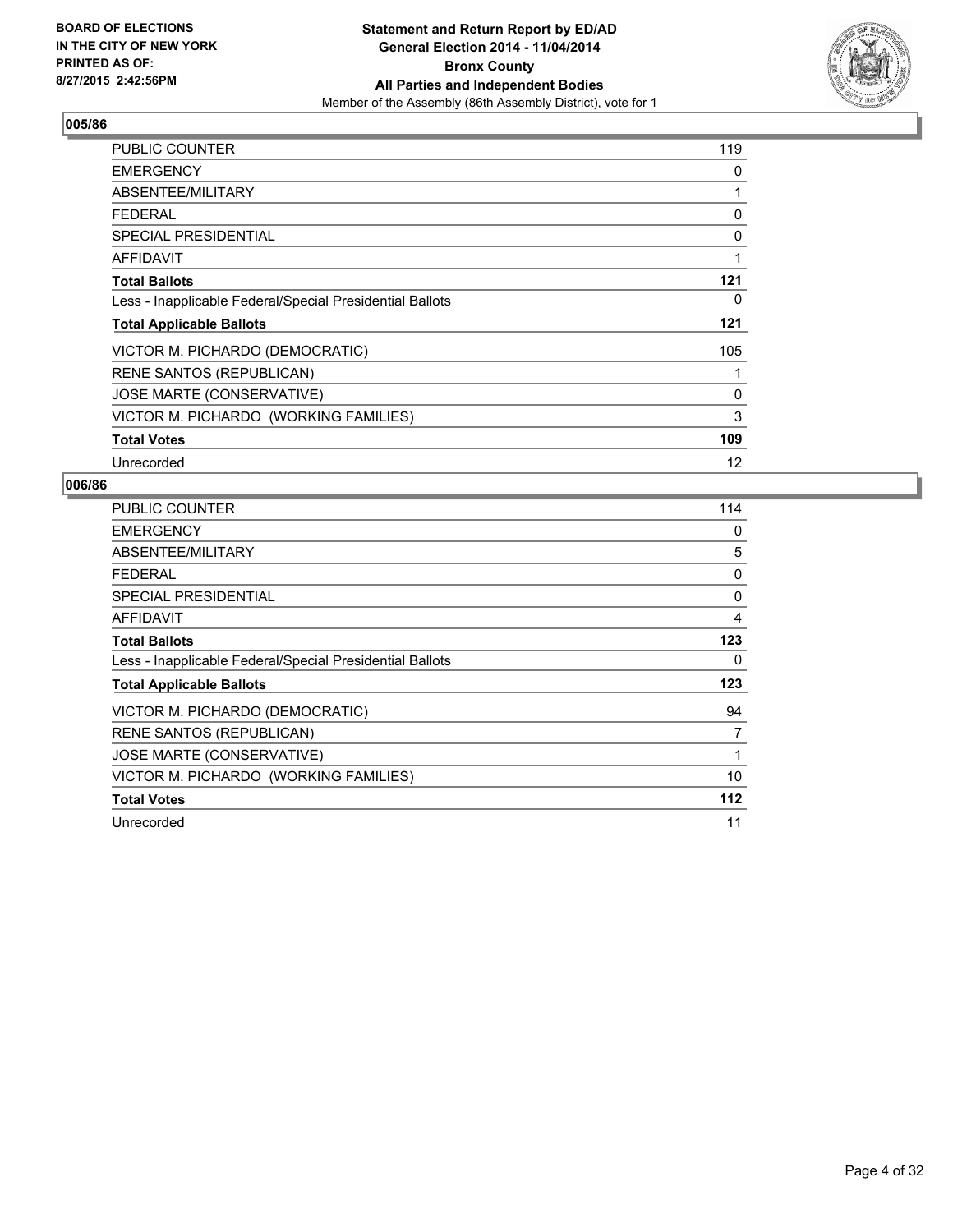**BOARD OF ELECTIONS IN THE CITY OF NEW YORK PRINTED AS OF: 8/27/2015 2:42:56PM**

**Statement and Return Report by ED/AD General Election 2014 - 11/04/2014 Bronx County All Parties and Independent Bodies**

Member of the Assembly (86th Assembly District), vote for 1

### 005/86

| | |
|---|---|
| PUBLIC COUNTER | 119 |
| EMERGENCY | 0 |
| ABSENTEE/MILITARY | 1 |
| FEDERAL | 0 |
| SPECIAL PRESIDENTIAL | 0 |
| AFFIDAVIT | 1 |
| **Total Ballots** | **121** |
| Less - Inapplicable Federal/Special Presidential Ballots | 0 |
| **Total Applicable Ballots** | **121** |
| VICTOR M. PICHARDO (DEMOCRATIC) | 105 |
| RENE SANTOS (REPUBLICAN) | 1 |
| JOSE MARTE (CONSERVATIVE) | 0 |
| VICTOR M. PICHARDO (WORKING FAMILIES) | 3 |
| **Total Votes** | **109** |
| Unrecorded | 12 |

### 006/86

| | |
|---|---|
| PUBLIC COUNTER | 114 |
| EMERGENCY | 0 |
| ABSENTEE/MILITARY | 5 |
| FEDERAL | 0 |
| SPECIAL PRESIDENTIAL | 0 |
| AFFIDAVIT | 4 |
| **Total Ballots** | **123** |
| Less - Inapplicable Federal/Special Presidential Ballots | 0 |
| **Total Applicable Ballots** | **123** |
| VICTOR M. PICHARDO (DEMOCRATIC) | 94 |
| RENE SANTOS (REPUBLICAN) | 7 |
| JOSE MARTE (CONSERVATIVE) | 1 |
| VICTOR M. PICHARDO (WORKING FAMILIES) | 10 |
| **Total Votes** | **112** |
| Unrecorded | 11 |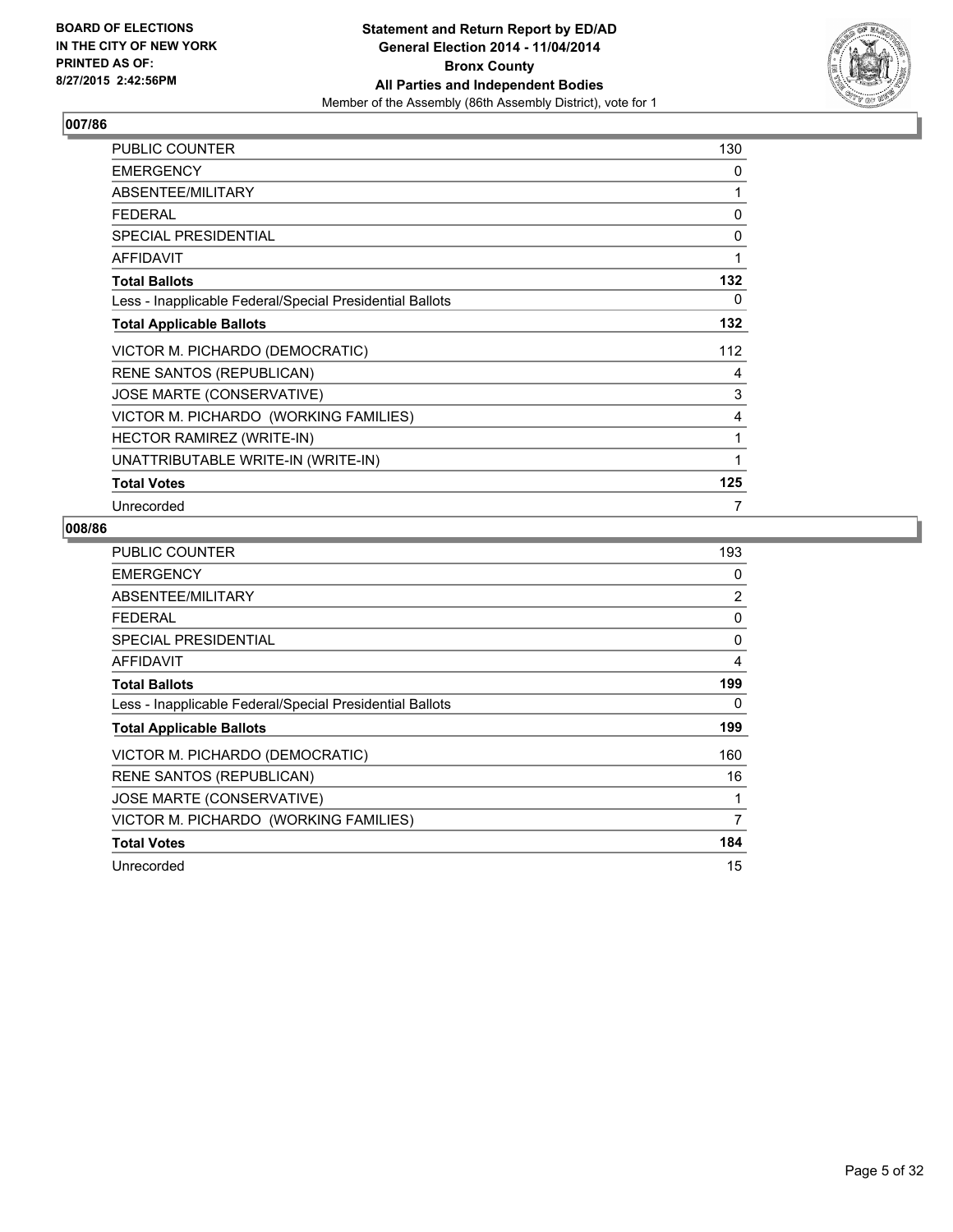**BOARD OF ELECTIONS IN THE CITY OF NEW YORK PRINTED AS OF: 8/27/2015 2:42:56PM**

**Statement and Return Report by ED/AD General Election 2014 - 11/04/2014 Bronx County All Parties and Independent Bodies**
Member of the Assembly (86th Assembly District), vote for 1

## 007/86

| | |
|---|---|
| PUBLIC COUNTER | 130 |
| EMERGENCY | 0 |
| ABSENTEE/MILITARY | 1 |
| FEDERAL | 0 |
| SPECIAL PRESIDENTIAL | 0 |
| AFFIDAVIT | 1 |
| **Total Ballots** | **132** |
| Less - Inapplicable Federal/Special Presidential Ballots | 0 |
| **Total Applicable Ballots** | **132** |
| VICTOR M. PICHARDO (DEMOCRATIC) | 112 |
| RENE SANTOS (REPUBLICAN) | 4 |
| JOSE MARTE (CONSERVATIVE) | 3 |
| VICTOR M. PICHARDO (WORKING FAMILIES) | 4 |
| HECTOR RAMIREZ (WRITE-IN) | 1 |
| UNATTRIBUTABLE WRITE-IN (WRITE-IN) | 1 |
| **Total Votes** | **125** |
| Unrecorded | 7 |

## 008/86

| | |
|---|---|
| PUBLIC COUNTER | 193 |
| EMERGENCY | 0 |
| ABSENTEE/MILITARY | 2 |
| FEDERAL | 0 |
| SPECIAL PRESIDENTIAL | 0 |
| AFFIDAVIT | 4 |
| **Total Ballots** | **199** |
| Less - Inapplicable Federal/Special Presidential Ballots | 0 |
| **Total Applicable Ballots** | **199** |
| VICTOR M. PICHARDO (DEMOCRATIC) | 160 |
| RENE SANTOS (REPUBLICAN) | 16 |
| JOSE MARTE (CONSERVATIVE) | 1 |
| VICTOR M. PICHARDO (WORKING FAMILIES) | 7 |
| **Total Votes** | **184** |
| Unrecorded | 15 |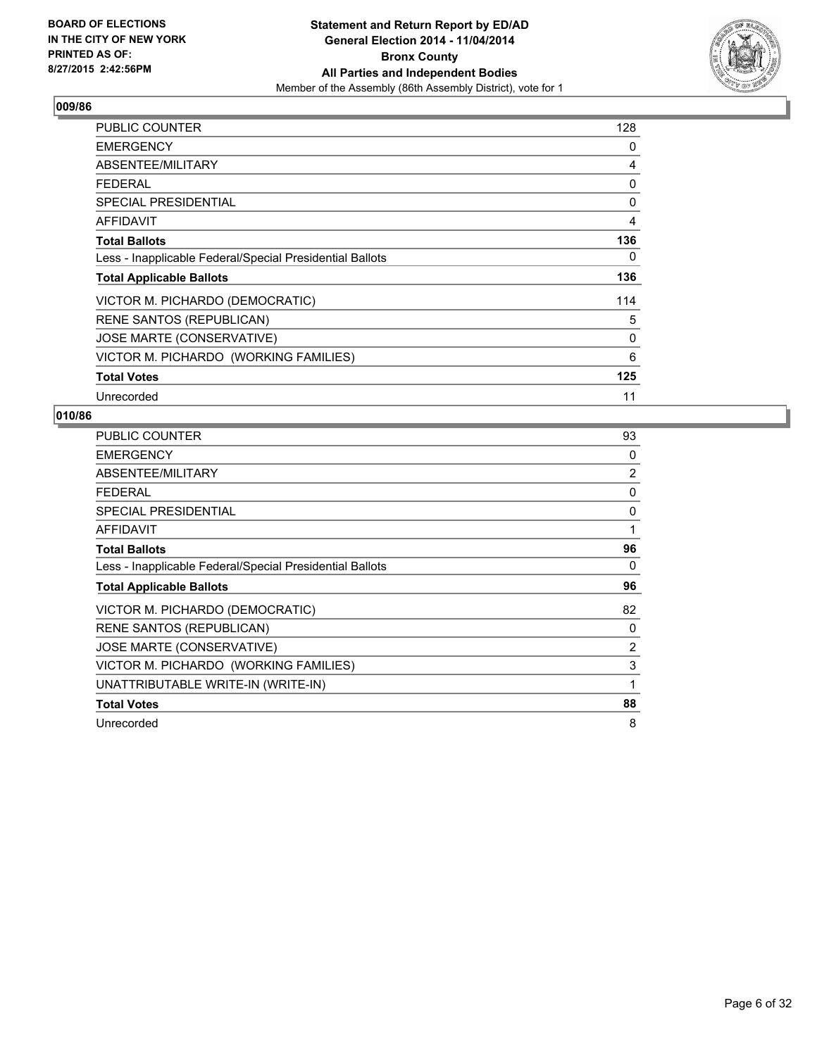**BOARD OF ELECTIONS
IN THE CITY OF NEW YORK
PRINTED AS OF:
8/27/2015 2:42:56PM**

**Statement and Return Report by ED/AD
General Election 2014 - 11/04/2014
Bronx County
All Parties and Independent Bodies**
Member of the Assembly (86th Assembly District), vote for 1

## 009/86

| | |
|---|---|
| PUBLIC COUNTER | 128 |
| EMERGENCY | 0 |
| ABSENTEE/MILITARY | 4 |
| FEDERAL | 0 |
| SPECIAL PRESIDENTIAL | 0 |
| AFFIDAVIT | 4 |
| **Total Ballots** | **136** |
| Less - Inapplicable Federal/Special Presidential Ballots | 0 |
| **Total Applicable Ballots** | **136** |
| VICTOR M. PICHARDO (DEMOCRATIC) | 114 |
| RENE SANTOS (REPUBLICAN) | 5 |
| JOSE MARTE (CONSERVATIVE) | 0 |
| VICTOR M. PICHARDO (WORKING FAMILIES) | 6 |
| **Total Votes** | **125** |
| Unrecorded | 11 |

## 010/86

| | |
|---|---|
| PUBLIC COUNTER | 93 |
| EMERGENCY | 0 |
| ABSENTEE/MILITARY | 2 |
| FEDERAL | 0 |
| SPECIAL PRESIDENTIAL | 0 |
| AFFIDAVIT | 1 |
| **Total Ballots** | **96** |
| Less - Inapplicable Federal/Special Presidential Ballots | 0 |
| **Total Applicable Ballots** | **96** |
| VICTOR M. PICHARDO (DEMOCRATIC) | 82 |
| RENE SANTOS (REPUBLICAN) | 0 |
| JOSE MARTE (CONSERVATIVE) | 2 |
| VICTOR M. PICHARDO (WORKING FAMILIES) | 3 |
| UNATTRIBUTABLE WRITE-IN (WRITE-IN) | 1 |
| **Total Votes** | **88** |
| Unrecorded | 8 |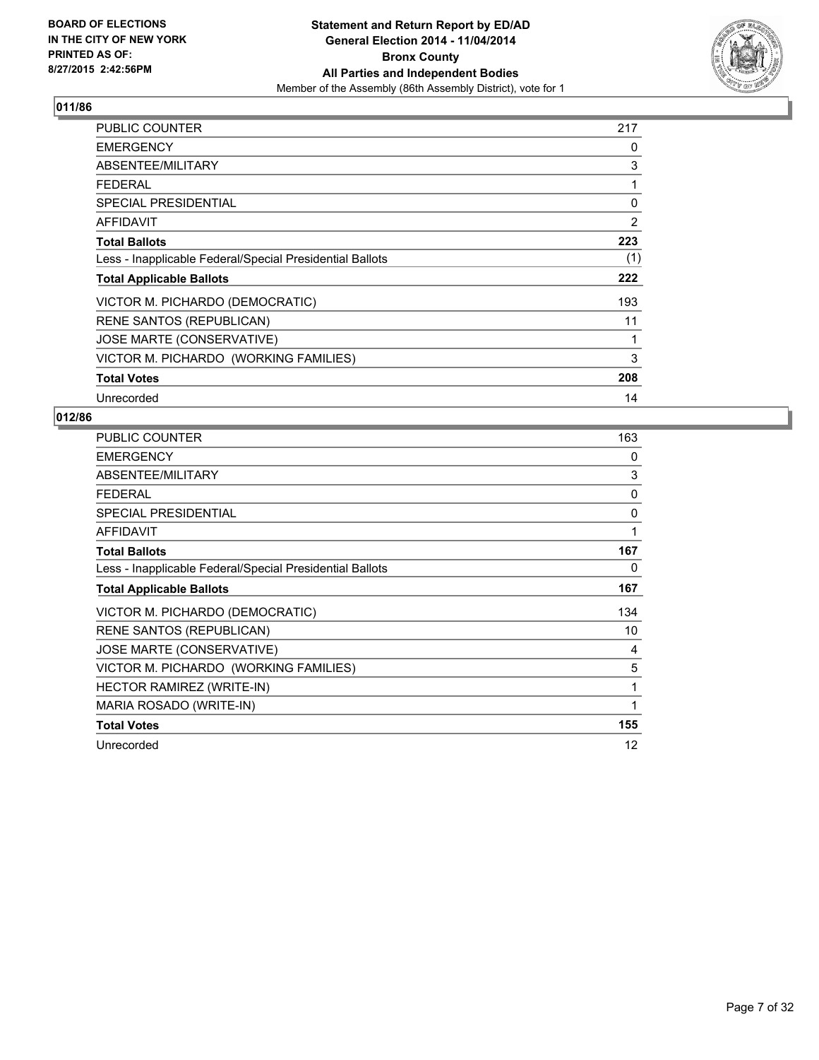BOARD OF ELECTIONS
IN THE CITY OF NEW YORK
PRINTED AS OF:
8/27/2015 2:42:56PM

**Statement and Return Report by ED/AD**
**General Election 2014 - 11/04/2014**
**Bronx County**
**All Parties and Independent Bodies**
Member of the Assembly (86th Assembly District), vote for 1

## 011/86

| | |
|---|---|
| PUBLIC COUNTER | 217 |
| EMERGENCY | 0 |
| ABSENTEE/MILITARY | 3 |
| FEDERAL | 1 |
| SPECIAL PRESIDENTIAL | 0 |
| AFFIDAVIT | 2 |
| **Total Ballots** | **223** |
| Less - Inapplicable Federal/Special Presidential Ballots | (1) |
| **Total Applicable Ballots** | **222** |
| VICTOR M. PICHARDO (DEMOCRATIC) | 193 |
| RENE SANTOS (REPUBLICAN) | 11 |
| JOSE MARTE (CONSERVATIVE) | 1 |
| VICTOR M. PICHARDO (WORKING FAMILIES) | 3 |
| **Total Votes** | **208** |
| Unrecorded | 14 |

## 012/86

| | |
|---|---|
| PUBLIC COUNTER | 163 |
| EMERGENCY | 0 |
| ABSENTEE/MILITARY | 3 |
| FEDERAL | 0 |
| SPECIAL PRESIDENTIAL | 0 |
| AFFIDAVIT | 1 |
| **Total Ballots** | **167** |
| Less - Inapplicable Federal/Special Presidential Ballots | 0 |
| **Total Applicable Ballots** | **167** |
| VICTOR M. PICHARDO (DEMOCRATIC) | 134 |
| RENE SANTOS (REPUBLICAN) | 10 |
| JOSE MARTE (CONSERVATIVE) | 4 |
| VICTOR M. PICHARDO (WORKING FAMILIES) | 5 |
| HECTOR RAMIREZ (WRITE-IN) | 1 |
| MARIA ROSADO (WRITE-IN) | 1 |
| **Total Votes** | **155** |
| Unrecorded | 12 |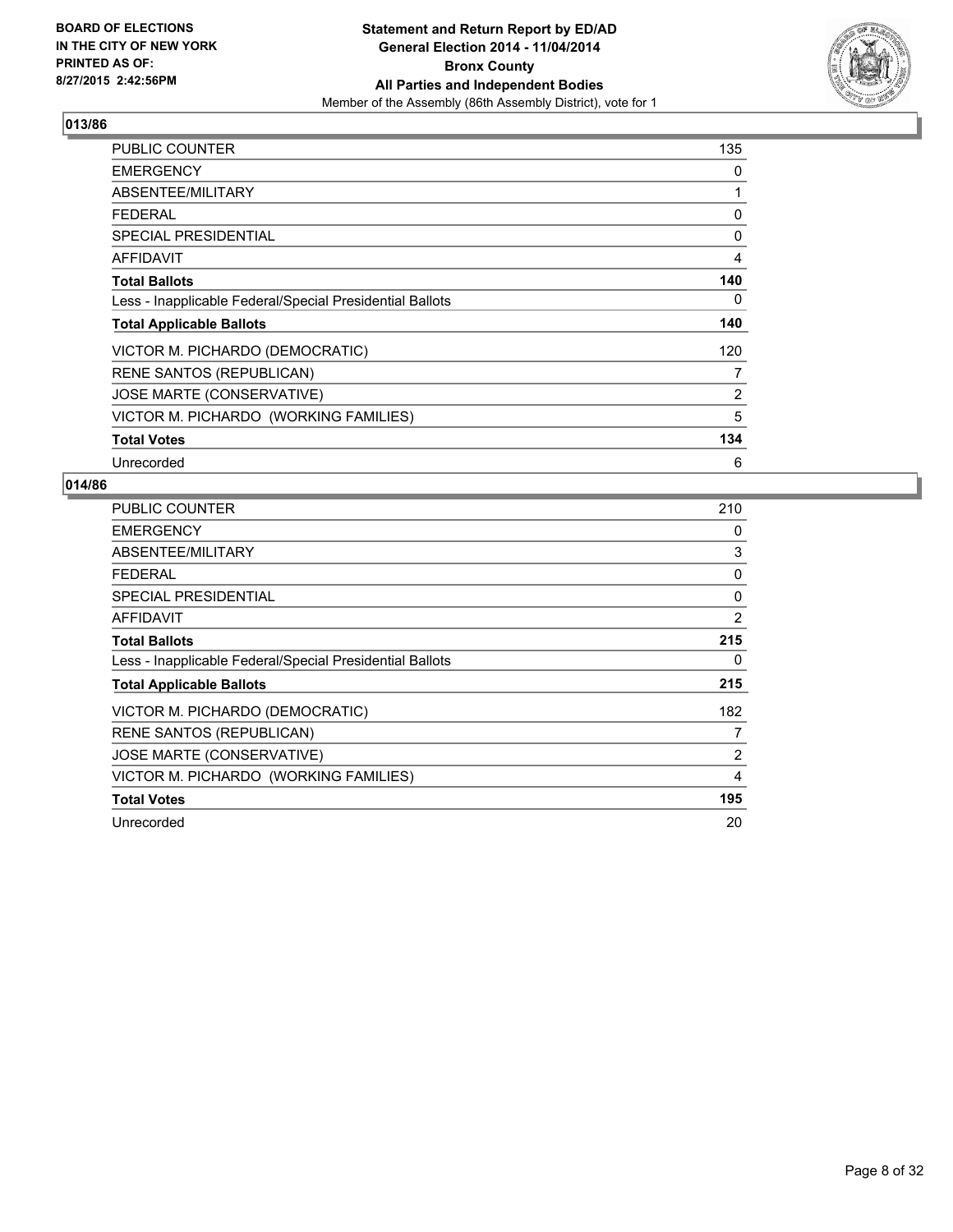**BOARD OF ELECTIONS IN THE CITY OF NEW YORK PRINTED AS OF: 8/27/2015 2:42:56PM**

**Statement and Return Report by ED/AD**
**General Election 2014 - 11/04/2014**
**Bronx County**
**All Parties and Independent Bodies**
Member of the Assembly (86th Assembly District), vote for 1

## 013/86

| | |
|---|---|
| PUBLIC COUNTER | 135 |
| EMERGENCY | 0 |
| ABSENTEE/MILITARY | 1 |
| FEDERAL | 0 |
| SPECIAL PRESIDENTIAL | 0 |
| AFFIDAVIT | 4 |
| **Total Ballots** | **140** |
| Less - Inapplicable Federal/Special Presidential Ballots | 0 |
| **Total Applicable Ballots** | **140** |
| VICTOR M. PICHARDO (DEMOCRATIC) | 120 |
| RENE SANTOS (REPUBLICAN) | 7 |
| JOSE MARTE (CONSERVATIVE) | 2 |
| VICTOR M. PICHARDO (WORKING FAMILIES) | 5 |
| **Total Votes** | **134** |
| Unrecorded | 6 |

## 014/86

| | |
|---|---|
| PUBLIC COUNTER | 210 |
| EMERGENCY | 0 |
| ABSENTEE/MILITARY | 3 |
| FEDERAL | 0 |
| SPECIAL PRESIDENTIAL | 0 |
| AFFIDAVIT | 2 |
| **Total Ballots** | **215** |
| Less - Inapplicable Federal/Special Presidential Ballots | 0 |
| **Total Applicable Ballots** | **215** |
| VICTOR M. PICHARDO (DEMOCRATIC) | 182 |
| RENE SANTOS (REPUBLICAN) | 7 |
| JOSE MARTE (CONSERVATIVE) | 2 |
| VICTOR M. PICHARDO (WORKING FAMILIES) | 4 |
| **Total Votes** | **195** |
| Unrecorded | 20 |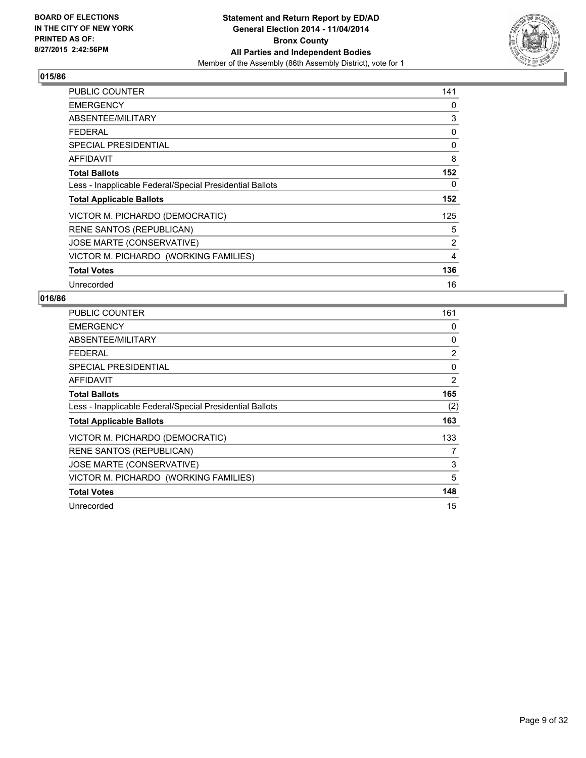**BOARD OF ELECTIONS IN THE CITY OF NEW YORK PRINTED AS OF: 8/27/2015 2:42:56PM**

**Statement and Return Report by ED/AD General Election 2014 - 11/04/2014 Bronx County All Parties and Independent Bodies**

Member of the Assembly (86th Assembly District), vote for 1

## 015/86

| | |
|---|---|
| PUBLIC COUNTER | 141 |
| EMERGENCY | 0 |
| ABSENTEE/MILITARY | 3 |
| FEDERAL | 0 |
| SPECIAL PRESIDENTIAL | 0 |
| AFFIDAVIT | 8 |
| **Total Ballots** | **152** |
| Less - Inapplicable Federal/Special Presidential Ballots | 0 |
| **Total Applicable Ballots** | **152** |
| VICTOR M. PICHARDO (DEMOCRATIC) | 125 |
| RENE SANTOS (REPUBLICAN) | 5 |
| JOSE MARTE (CONSERVATIVE) | 2 |
| VICTOR M. PICHARDO (WORKING FAMILIES) | 4 |
| **Total Votes** | **136** |
| Unrecorded | 16 |

## 016/86

| | |
|---|---|
| PUBLIC COUNTER | 161 |
| EMERGENCY | 0 |
| ABSENTEE/MILITARY | 0 |
| FEDERAL | 2 |
| SPECIAL PRESIDENTIAL | 0 |
| AFFIDAVIT | 2 |
| **Total Ballots** | **165** |
| Less - Inapplicable Federal/Special Presidential Ballots | (2) |
| **Total Applicable Ballots** | **163** |
| VICTOR M. PICHARDO (DEMOCRATIC) | 133 |
| RENE SANTOS (REPUBLICAN) | 7 |
| JOSE MARTE (CONSERVATIVE) | 3 |
| VICTOR M. PICHARDO (WORKING FAMILIES) | 5 |
| **Total Votes** | **148** |
| Unrecorded | 15 |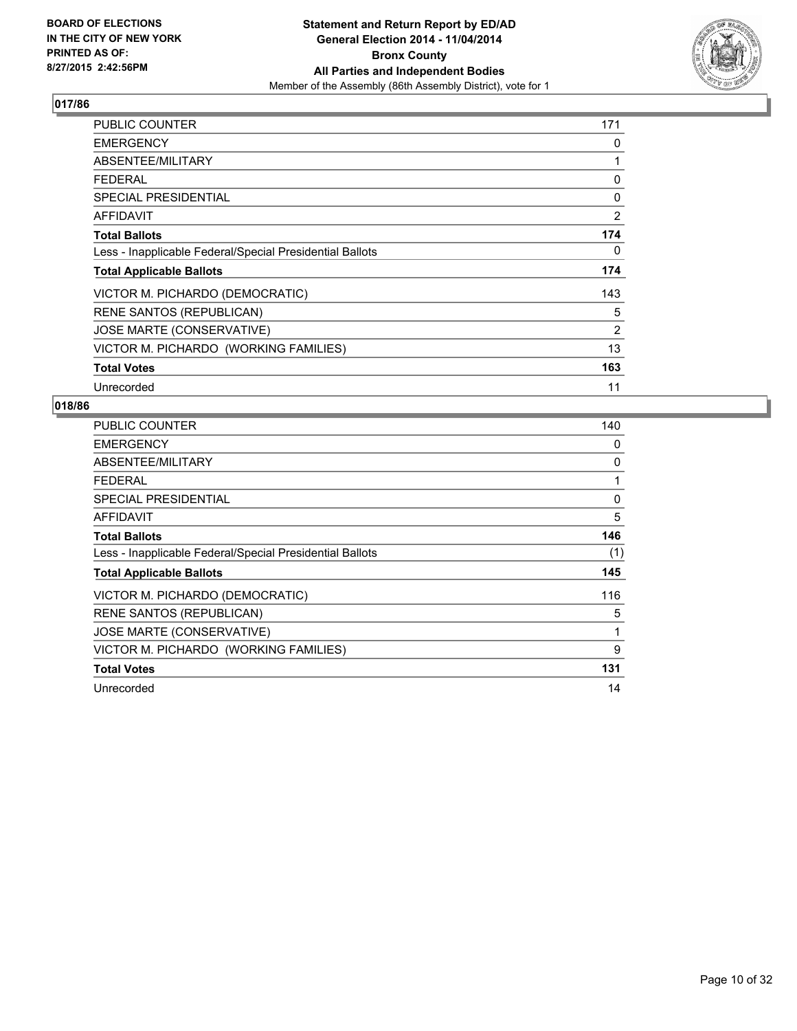**BOARD OF ELECTIONS IN THE CITY OF NEW YORK PRINTED AS OF: 8/27/2015 2:42:56PM**

**Statement and Return Report by ED/AD General Election 2014 - 11/04/2014 Bronx County All Parties and Independent Bodies**
Member of the Assembly (86th Assembly District), vote for 1

## 017/86

| | |
|---|---|
| PUBLIC COUNTER | 171 |
| EMERGENCY | 0 |
| ABSENTEE/MILITARY | 1 |
| FEDERAL | 0 |
| SPECIAL PRESIDENTIAL | 0 |
| AFFIDAVIT | 2 |
| **Total Ballots** | **174** |
| Less - Inapplicable Federal/Special Presidential Ballots | 0 |
| **Total Applicable Ballots** | **174** |
| VICTOR M. PICHARDO (DEMOCRATIC) | 143 |
| RENE SANTOS (REPUBLICAN) | 5 |
| JOSE MARTE (CONSERVATIVE) | 2 |
| VICTOR M. PICHARDO (WORKING FAMILIES) | 13 |
| **Total Votes** | **163** |
| Unrecorded | 11 |

## 018/86

| | |
|---|---|
| PUBLIC COUNTER | 140 |
| EMERGENCY | 0 |
| ABSENTEE/MILITARY | 0 |
| FEDERAL | 1 |
| SPECIAL PRESIDENTIAL | 0 |
| AFFIDAVIT | 5 |
| **Total Ballots** | **146** |
| Less - Inapplicable Federal/Special Presidential Ballots | (1) |
| **Total Applicable Ballots** | **145** |
| VICTOR M. PICHARDO (DEMOCRATIC) | 116 |
| RENE SANTOS (REPUBLICAN) | 5 |
| JOSE MARTE (CONSERVATIVE) | 1 |
| VICTOR M. PICHARDO (WORKING FAMILIES) | 9 |
| **Total Votes** | **131** |
| Unrecorded | 14 |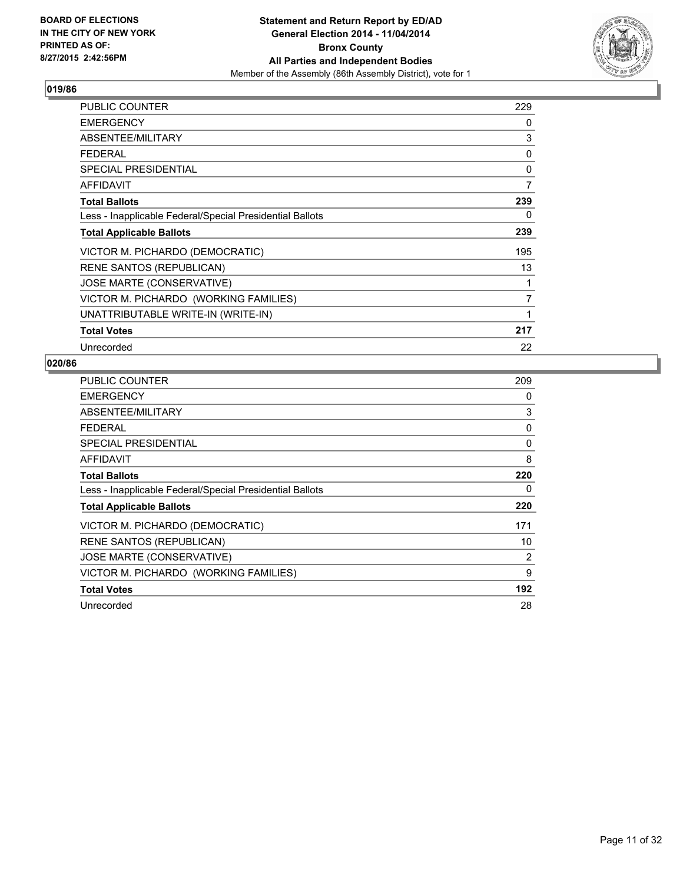BOARD OF ELECTIONS
IN THE CITY OF NEW YORK
PRINTED AS OF:
8/27/2015 2:42:56PM

**Statement and Return Report by ED/AD**
**General Election 2014 - 11/04/2014**
**Bronx County**
**All Parties and Independent Bodies**
Member of the Assembly (86th Assembly District), vote for 1

### 019/86

| | |
|---|---|
| PUBLIC COUNTER | 229 |
| EMERGENCY | 0 |
| ABSENTEE/MILITARY | 3 |
| FEDERAL | 0 |
| SPECIAL PRESIDENTIAL | 0 |
| AFFIDAVIT | 7 |
| **Total Ballots** | **239** |
| Less - Inapplicable Federal/Special Presidential Ballots | 0 |
| **Total Applicable Ballots** | **239** |
| VICTOR M. PICHARDO (DEMOCRATIC) | 195 |
| RENE SANTOS (REPUBLICAN) | 13 |
| JOSE MARTE (CONSERVATIVE) | 1 |
| VICTOR M. PICHARDO (WORKING FAMILIES) | 7 |
| UNATTRIBUTABLE WRITE-IN (WRITE-IN) | 1 |
| **Total Votes** | **217** |
| Unrecorded | 22 |

### 020/86

| | |
|---|---|
| PUBLIC COUNTER | 209 |
| EMERGENCY | 0 |
| ABSENTEE/MILITARY | 3 |
| FEDERAL | 0 |
| SPECIAL PRESIDENTIAL | 0 |
| AFFIDAVIT | 8 |
| **Total Ballots** | **220** |
| Less - Inapplicable Federal/Special Presidential Ballots | 0 |
| **Total Applicable Ballots** | **220** |
| VICTOR M. PICHARDO (DEMOCRATIC) | 171 |
| RENE SANTOS (REPUBLICAN) | 10 |
| JOSE MARTE (CONSERVATIVE) | 2 |
| VICTOR M. PICHARDO (WORKING FAMILIES) | 9 |
| **Total Votes** | **192** |
| Unrecorded | 28 |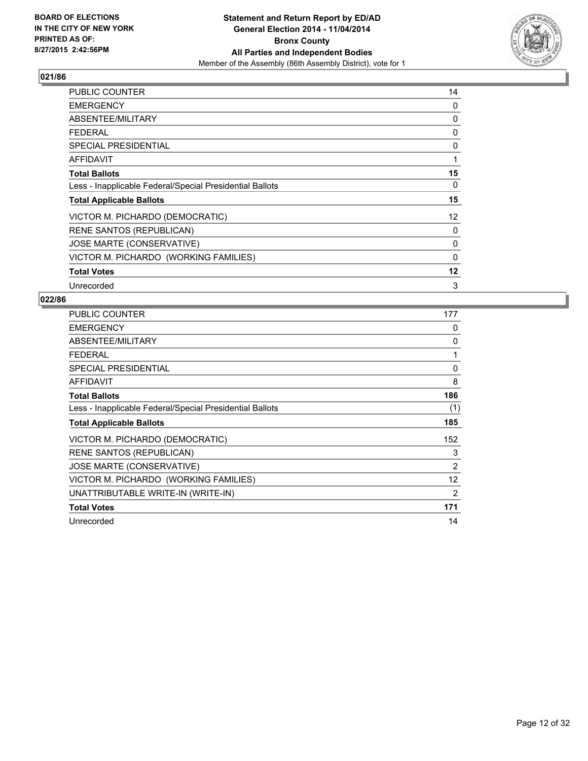BOARD OF ELECTIONS
IN THE CITY OF NEW YORK
PRINTED AS OF:
8/27/2015 2:42:56PM

**Statement and Return Report by ED/AD**
**General Election 2014 - 11/04/2014**
**Bronx County**
**All Parties and Independent Bodies**
Member of the Assembly (86th Assembly District), vote for 1

## 021/86

| | |
|---|---|
| PUBLIC COUNTER | 14 |
| EMERGENCY | 0 |
| ABSENTEE/MILITARY | 0 |
| FEDERAL | 0 |
| SPECIAL PRESIDENTIAL | 0 |
| AFFIDAVIT | 1 |
| **Total Ballots** | **15** |
| Less - Inapplicable Federal/Special Presidential Ballots | 0 |
| **Total Applicable Ballots** | **15** |
| VICTOR M. PICHARDO (DEMOCRATIC) | 12 |
| RENE SANTOS (REPUBLICAN) | 0 |
| JOSE MARTE (CONSERVATIVE) | 0 |
| VICTOR M. PICHARDO (WORKING FAMILIES) | 0 |
| **Total Votes** | **12** |
| Unrecorded | 3 |

## 022/86

| | |
|---|---|
| PUBLIC COUNTER | 177 |
| EMERGENCY | 0 |
| ABSENTEE/MILITARY | 0 |
| FEDERAL | 1 |
| SPECIAL PRESIDENTIAL | 0 |
| AFFIDAVIT | 8 |
| **Total Ballots** | **186** |
| Less - Inapplicable Federal/Special Presidential Ballots | (1) |
| **Total Applicable Ballots** | **185** |
| VICTOR M. PICHARDO (DEMOCRATIC) | 152 |
| RENE SANTOS (REPUBLICAN) | 3 |
| JOSE MARTE (CONSERVATIVE) | 2 |
| VICTOR M. PICHARDO (WORKING FAMILIES) | 12 |
| UNATTRIBUTABLE WRITE-IN (WRITE-IN) | 2 |
| **Total Votes** | **171** |
| Unrecorded | 14 |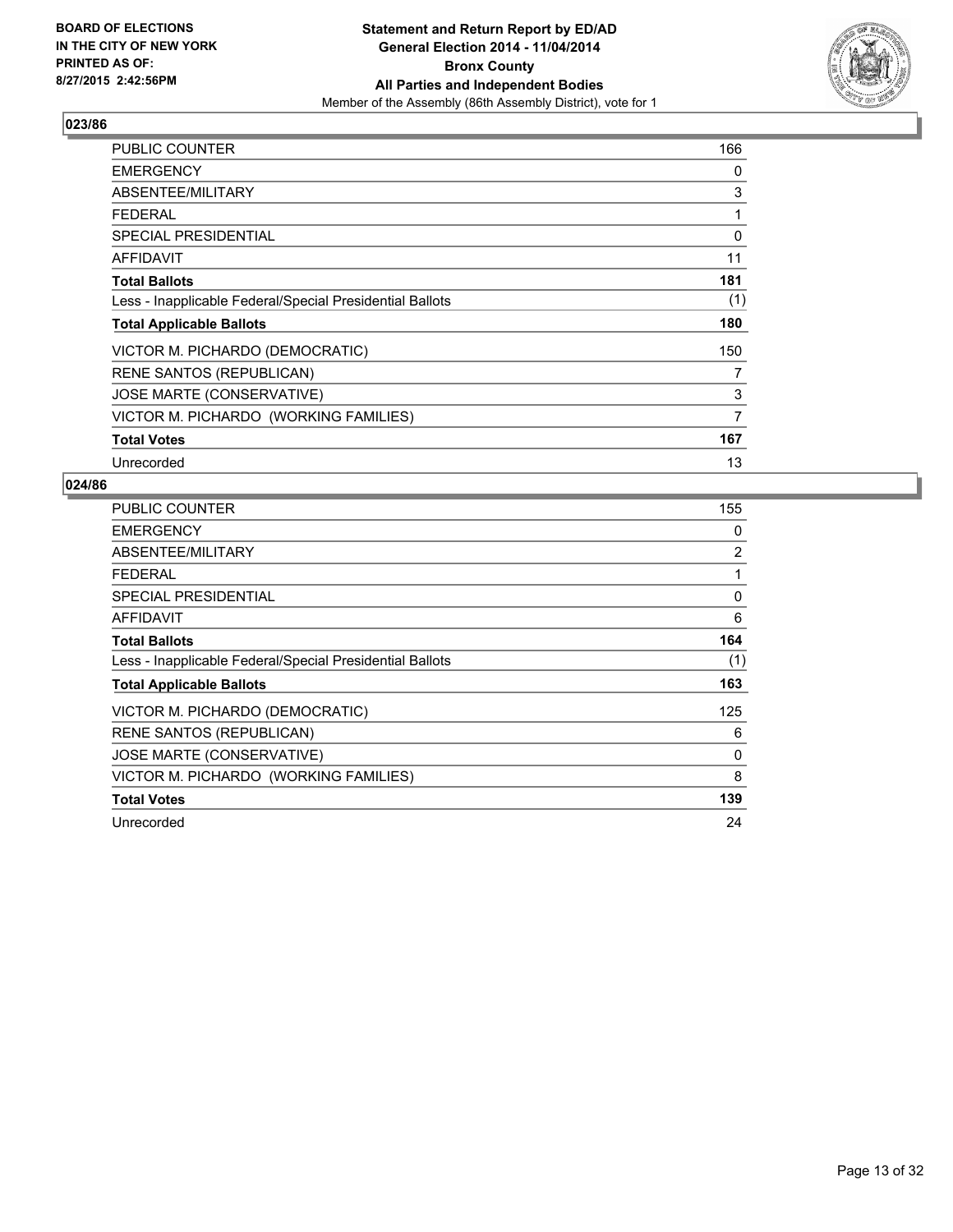**Statement and Return Report by ED/AD**
**General Election 2014 - 11/04/2014**
**Bronx County**
**All Parties and Independent Bodies**
Member of the Assembly (86th Assembly District), vote for 1

BOARD OF ELECTIONS
IN THE CITY OF NEW YORK
PRINTED AS OF:
8/27/2015 2:42:56PM

## 023/86

| | |
|---|---|
| PUBLIC COUNTER | 166 |
| EMERGENCY | 0 |
| ABSENTEE/MILITARY | 3 |
| FEDERAL | 1 |
| SPECIAL PRESIDENTIAL | 0 |
| AFFIDAVIT | 11 |
| **Total Ballots** | **181** |
| Less - Inapplicable Federal/Special Presidential Ballots | (1) |
| **Total Applicable Ballots** | **180** |
| VICTOR M. PICHARDO (DEMOCRATIC) | 150 |
| RENE SANTOS (REPUBLICAN) | 7 |
| JOSE MARTE (CONSERVATIVE) | 3 |
| VICTOR M. PICHARDO (WORKING FAMILIES) | 7 |
| **Total Votes** | **167** |
| Unrecorded | 13 |

## 024/86

| | |
|---|---|
| PUBLIC COUNTER | 155 |
| EMERGENCY | 0 |
| ABSENTEE/MILITARY | 2 |
| FEDERAL | 1 |
| SPECIAL PRESIDENTIAL | 0 |
| AFFIDAVIT | 6 |
| **Total Ballots** | **164** |
| Less - Inapplicable Federal/Special Presidential Ballots | (1) |
| **Total Applicable Ballots** | **163** |
| VICTOR M. PICHARDO (DEMOCRATIC) | 125 |
| RENE SANTOS (REPUBLICAN) | 6 |
| JOSE MARTE (CONSERVATIVE) | 0 |
| VICTOR M. PICHARDO (WORKING FAMILIES) | 8 |
| **Total Votes** | **139** |
| Unrecorded | 24 |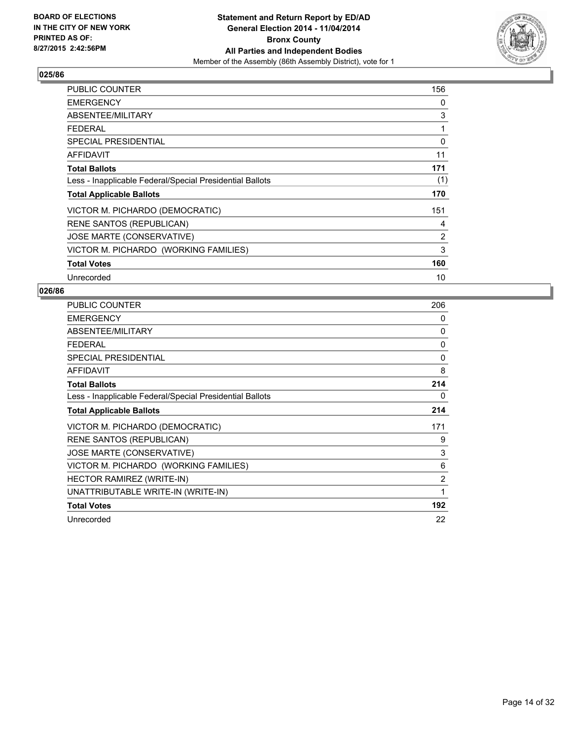**BOARD OF ELECTIONS IN THE CITY OF NEW YORK PRINTED AS OF: 8/27/2015 2:42:56PM**

**Statement and Return Report by ED/AD General Election 2014 - 11/04/2014 Bronx County All Parties and Independent Bodies**
Member of the Assembly (86th Assembly District), vote for 1

## 025/86

| | |
|---|---|
| PUBLIC COUNTER | 156 |
| EMERGENCY | 0 |
| ABSENTEE/MILITARY | 3 |
| FEDERAL | 1 |
| SPECIAL PRESIDENTIAL | 0 |
| AFFIDAVIT | 11 |
| **Total Ballots** | **171** |
| Less - Inapplicable Federal/Special Presidential Ballots | (1) |
| **Total Applicable Ballots** | **170** |
| VICTOR M. PICHARDO (DEMOCRATIC) | 151 |
| RENE SANTOS (REPUBLICAN) | 4 |
| JOSE MARTE (CONSERVATIVE) | 2 |
| VICTOR M. PICHARDO (WORKING FAMILIES) | 3 |
| **Total Votes** | **160** |
| Unrecorded | 10 |

## 026/86

| | |
|---|---|
| PUBLIC COUNTER | 206 |
| EMERGENCY | 0 |
| ABSENTEE/MILITARY | 0 |
| FEDERAL | 0 |
| SPECIAL PRESIDENTIAL | 0 |
| AFFIDAVIT | 8 |
| **Total Ballots** | **214** |
| Less - Inapplicable Federal/Special Presidential Ballots | 0 |
| **Total Applicable Ballots** | **214** |
| VICTOR M. PICHARDO (DEMOCRATIC) | 171 |
| RENE SANTOS (REPUBLICAN) | 9 |
| JOSE MARTE (CONSERVATIVE) | 3 |
| VICTOR M. PICHARDO (WORKING FAMILIES) | 6 |
| HECTOR RAMIREZ (WRITE-IN) | 2 |
| UNATTRIBUTABLE WRITE-IN (WRITE-IN) | 1 |
| **Total Votes** | **192** |
| Unrecorded | 22 |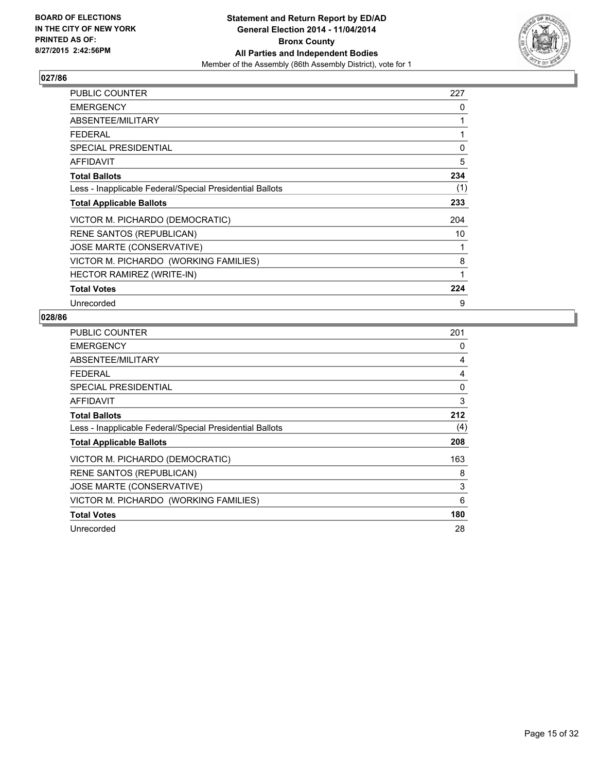**Statement and Return Report by ED/AD**
**General Election 2014 - 11/04/2014**
**Bronx County**
**All Parties and Independent Bodies**
Member of the Assembly (86th Assembly District), vote for 1

BOARD OF ELECTIONS IN THE CITY OF NEW YORK PRINTED AS OF: 8/27/2015 2:42:56PM

## 027/86

| | |
|---|---|
| PUBLIC COUNTER | 227 |
| EMERGENCY | 0 |
| ABSENTEE/MILITARY | 1 |
| FEDERAL | 1 |
| SPECIAL PRESIDENTIAL | 0 |
| AFFIDAVIT | 5 |
| **Total Ballots** | **234** |
| Less - Inapplicable Federal/Special Presidential Ballots | (1) |
| **Total Applicable Ballots** | **233** |
| VICTOR M. PICHARDO (DEMOCRATIC) | 204 |
| RENE SANTOS (REPUBLICAN) | 10 |
| JOSE MARTE (CONSERVATIVE) | 1 |
| VICTOR M. PICHARDO (WORKING FAMILIES) | 8 |
| HECTOR RAMIREZ (WRITE-IN) | 1 |
| **Total Votes** | **224** |
| Unrecorded | 9 |

## 028/86

| | |
|---|---|
| PUBLIC COUNTER | 201 |
| EMERGENCY | 0 |
| ABSENTEE/MILITARY | 4 |
| FEDERAL | 4 |
| SPECIAL PRESIDENTIAL | 0 |
| AFFIDAVIT | 3 |
| **Total Ballots** | **212** |
| Less - Inapplicable Federal/Special Presidential Ballots | (4) |
| **Total Applicable Ballots** | **208** |
| VICTOR M. PICHARDO (DEMOCRATIC) | 163 |
| RENE SANTOS (REPUBLICAN) | 8 |
| JOSE MARTE (CONSERVATIVE) | 3 |
| VICTOR M. PICHARDO (WORKING FAMILIES) | 6 |
| **Total Votes** | **180** |
| Unrecorded | 28 |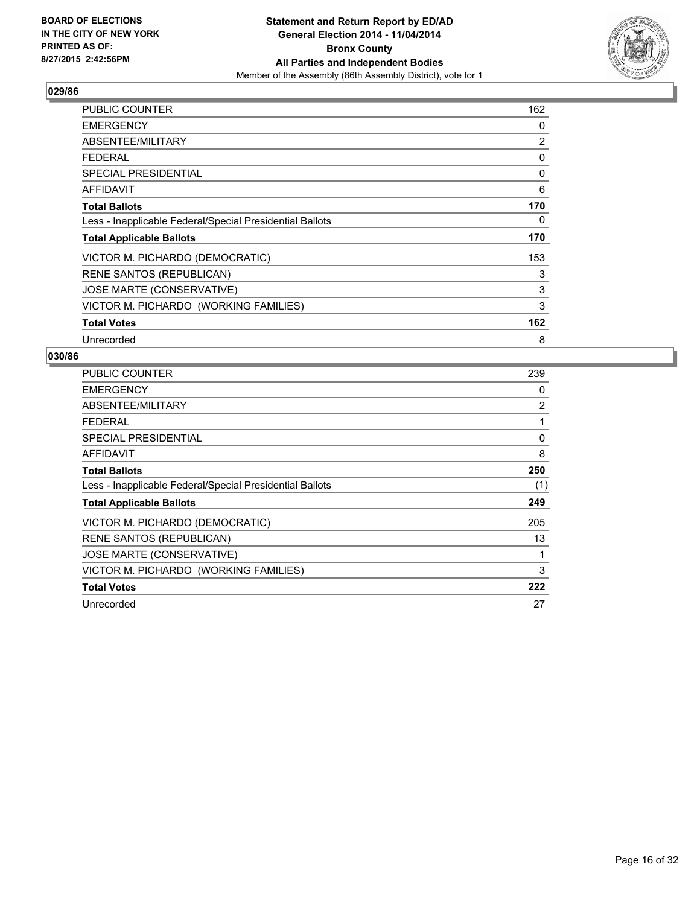**BOARD OF ELECTIONS IN THE CITY OF NEW YORK PRINTED AS OF: 8/27/2015 2:42:56PM**

**Statement and Return Report by ED/AD General Election 2014 - 11/04/2014 Bronx County All Parties and Independent Bodies**

Member of the Assembly (86th Assembly District), vote for 1

## 029/86

| | |
|---|---|
| PUBLIC COUNTER | 162 |
| EMERGENCY | 0 |
| ABSENTEE/MILITARY | 2 |
| FEDERAL | 0 |
| SPECIAL PRESIDENTIAL | 0 |
| AFFIDAVIT | 6 |
| **Total Ballots** | **170** |
| Less - Inapplicable Federal/Special Presidential Ballots | 0 |
| **Total Applicable Ballots** | **170** |
| VICTOR M. PICHARDO (DEMOCRATIC) | 153 |
| RENE SANTOS (REPUBLICAN) | 3 |
| JOSE MARTE (CONSERVATIVE) | 3 |
| VICTOR M. PICHARDO (WORKING FAMILIES) | 3 |
| **Total Votes** | **162** |
| Unrecorded | 8 |

## 030/86

| | |
|---|---|
| PUBLIC COUNTER | 239 |
| EMERGENCY | 0 |
| ABSENTEE/MILITARY | 2 |
| FEDERAL | 1 |
| SPECIAL PRESIDENTIAL | 0 |
| AFFIDAVIT | 8 |
| **Total Ballots** | **250** |
| Less - Inapplicable Federal/Special Presidential Ballots | (1) |
| **Total Applicable Ballots** | **249** |
| VICTOR M. PICHARDO (DEMOCRATIC) | 205 |
| RENE SANTOS (REPUBLICAN) | 13 |
| JOSE MARTE (CONSERVATIVE) | 1 |
| VICTOR M. PICHARDO (WORKING FAMILIES) | 3 |
| **Total Votes** | **222** |
| Unrecorded | 27 |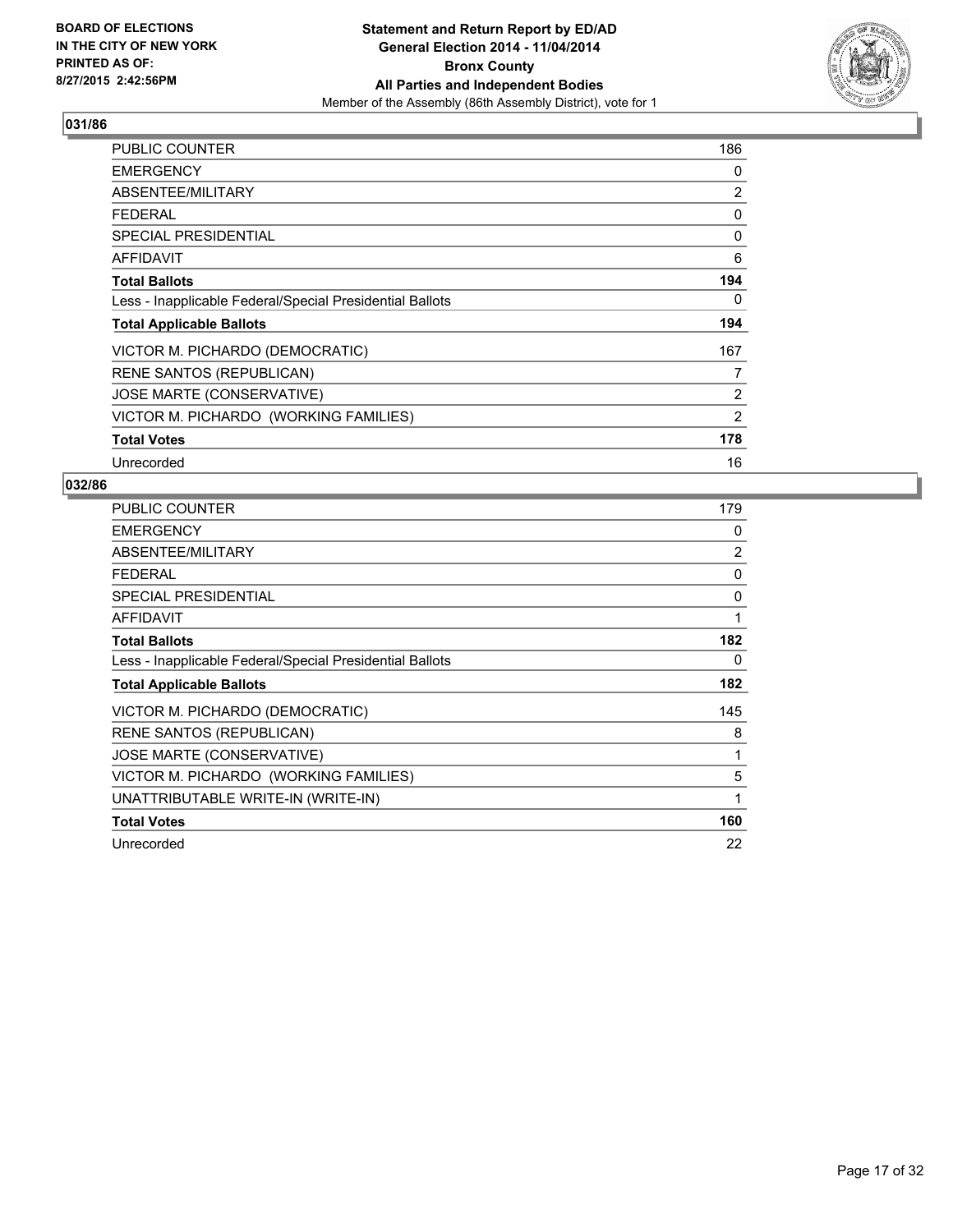**BOARD OF ELECTIONS IN THE CITY OF NEW YORK PRINTED AS OF: 8/27/2015 2:42:56PM**

**Statement and Return Report by ED/AD General Election 2014 - 11/04/2014 Bronx County All Parties and Independent Bodies**

Member of the Assembly (86th Assembly District), vote for 1

## 031/86

| | |
|---|---|
| PUBLIC COUNTER | 186 |
| EMERGENCY | 0 |
| ABSENTEE/MILITARY | 2 |
| FEDERAL | 0 |
| SPECIAL PRESIDENTIAL | 0 |
| AFFIDAVIT | 6 |
| **Total Ballots** | **194** |
| Less - Inapplicable Federal/Special Presidential Ballots | 0 |
| **Total Applicable Ballots** | **194** |
| VICTOR M. PICHARDO (DEMOCRATIC) | 167 |
| RENE SANTOS (REPUBLICAN) | 7 |
| JOSE MARTE (CONSERVATIVE) | 2 |
| VICTOR M. PICHARDO (WORKING FAMILIES) | 2 |
| **Total Votes** | **178** |
| Unrecorded | 16 |

## 032/86

| | |
|---|---|
| PUBLIC COUNTER | 179 |
| EMERGENCY | 0 |
| ABSENTEE/MILITARY | 2 |
| FEDERAL | 0 |
| SPECIAL PRESIDENTIAL | 0 |
| AFFIDAVIT | 1 |
| **Total Ballots** | **182** |
| Less - Inapplicable Federal/Special Presidential Ballots | 0 |
| **Total Applicable Ballots** | **182** |
| VICTOR M. PICHARDO (DEMOCRATIC) | 145 |
| RENE SANTOS (REPUBLICAN) | 8 |
| JOSE MARTE (CONSERVATIVE) | 1 |
| VICTOR M. PICHARDO (WORKING FAMILIES) | 5 |
| UNATTRIBUTABLE WRITE-IN (WRITE-IN) | 1 |
| **Total Votes** | **160** |
| Unrecorded | 22 |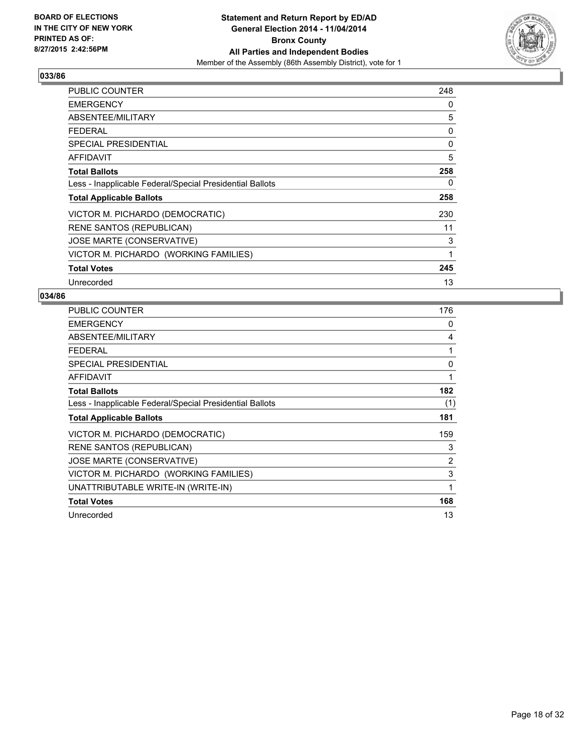**BOARD OF ELECTIONS IN THE CITY OF NEW YORK PRINTED AS OF: 8/27/2015 2:42:56PM**

**Statement and Return Report by ED/AD General Election 2014 - 11/04/2014 Bronx County All Parties and Independent Bodies**
Member of the Assembly (86th Assembly District), vote for 1

## 033/86

| | |
|---|---|
| PUBLIC COUNTER | 248 |
| EMERGENCY | 0 |
| ABSENTEE/MILITARY | 5 |
| FEDERAL | 0 |
| SPECIAL PRESIDENTIAL | 0 |
| AFFIDAVIT | 5 |
| **Total Ballots** | **258** |
| Less - Inapplicable Federal/Special Presidential Ballots | 0 |
| **Total Applicable Ballots** | **258** |
| VICTOR M. PICHARDO (DEMOCRATIC) | 230 |
| RENE SANTOS (REPUBLICAN) | 11 |
| JOSE MARTE (CONSERVATIVE) | 3 |
| VICTOR M. PICHARDO (WORKING FAMILIES) | 1 |
| **Total Votes** | **245** |
| Unrecorded | 13 |

## 034/86

| | |
|---|---|
| PUBLIC COUNTER | 176 |
| EMERGENCY | 0 |
| ABSENTEE/MILITARY | 4 |
| FEDERAL | 1 |
| SPECIAL PRESIDENTIAL | 0 |
| AFFIDAVIT | 1 |
| **Total Ballots** | **182** |
| Less - Inapplicable Federal/Special Presidential Ballots | (1) |
| **Total Applicable Ballots** | **181** |
| VICTOR M. PICHARDO (DEMOCRATIC) | 159 |
| RENE SANTOS (REPUBLICAN) | 3 |
| JOSE MARTE (CONSERVATIVE) | 2 |
| VICTOR M. PICHARDO (WORKING FAMILIES) | 3 |
| UNATTRIBUTABLE WRITE-IN (WRITE-IN) | 1 |
| **Total Votes** | **168** |
| Unrecorded | 13 |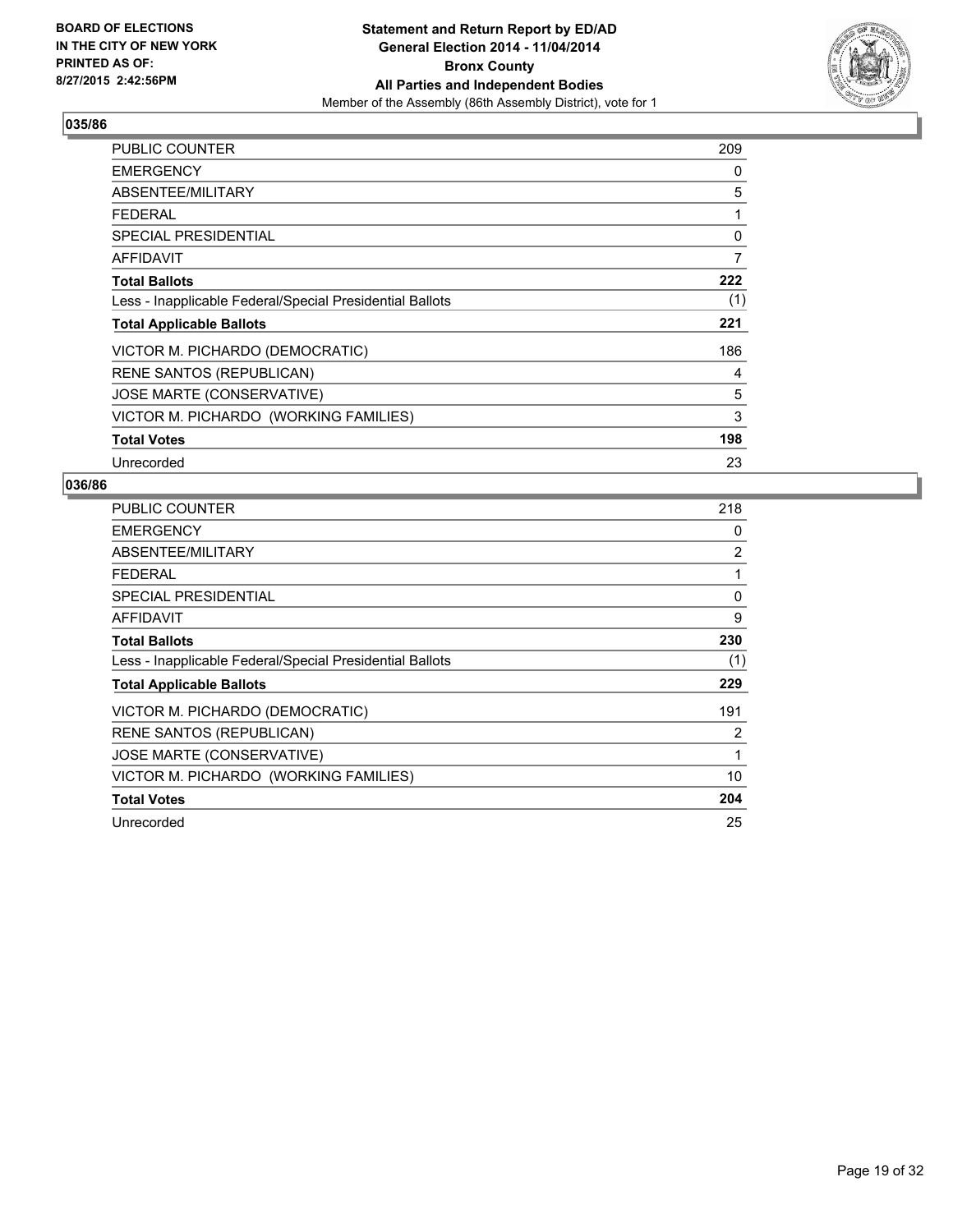BOARD OF ELECTIONS
IN THE CITY OF NEW YORK
PRINTED AS OF:
8/27/2015 2:42:56PM

**Statement and Return Report by ED/AD**
**General Election 2014 - 11/04/2014**
**Bronx County**
**All Parties and Independent Bodies**
Member of the Assembly (86th Assembly District), vote for 1

## 035/86

| | |
|---|---|
| PUBLIC COUNTER | 209 |
| EMERGENCY | 0 |
| ABSENTEE/MILITARY | 5 |
| FEDERAL | 1 |
| SPECIAL PRESIDENTIAL | 0 |
| AFFIDAVIT | 7 |
| **Total Ballots** | **222** |
| Less - Inapplicable Federal/Special Presidential Ballots | (1) |
| **Total Applicable Ballots** | **221** |
| VICTOR M. PICHARDO (DEMOCRATIC) | 186 |
| RENE SANTOS (REPUBLICAN) | 4 |
| JOSE MARTE (CONSERVATIVE) | 5 |
| VICTOR M. PICHARDO (WORKING FAMILIES) | 3 |
| **Total Votes** | **198** |
| Unrecorded | 23 |

## 036/86

| | |
|---|---|
| PUBLIC COUNTER | 218 |
| EMERGENCY | 0 |
| ABSENTEE/MILITARY | 2 |
| FEDERAL | 1 |
| SPECIAL PRESIDENTIAL | 0 |
| AFFIDAVIT | 9 |
| **Total Ballots** | **230** |
| Less - Inapplicable Federal/Special Presidential Ballots | (1) |
| **Total Applicable Ballots** | **229** |
| VICTOR M. PICHARDO (DEMOCRATIC) | 191 |
| RENE SANTOS (REPUBLICAN) | 2 |
| JOSE MARTE (CONSERVATIVE) | 1 |
| VICTOR M. PICHARDO (WORKING FAMILIES) | 10 |
| **Total Votes** | **204** |
| Unrecorded | 25 |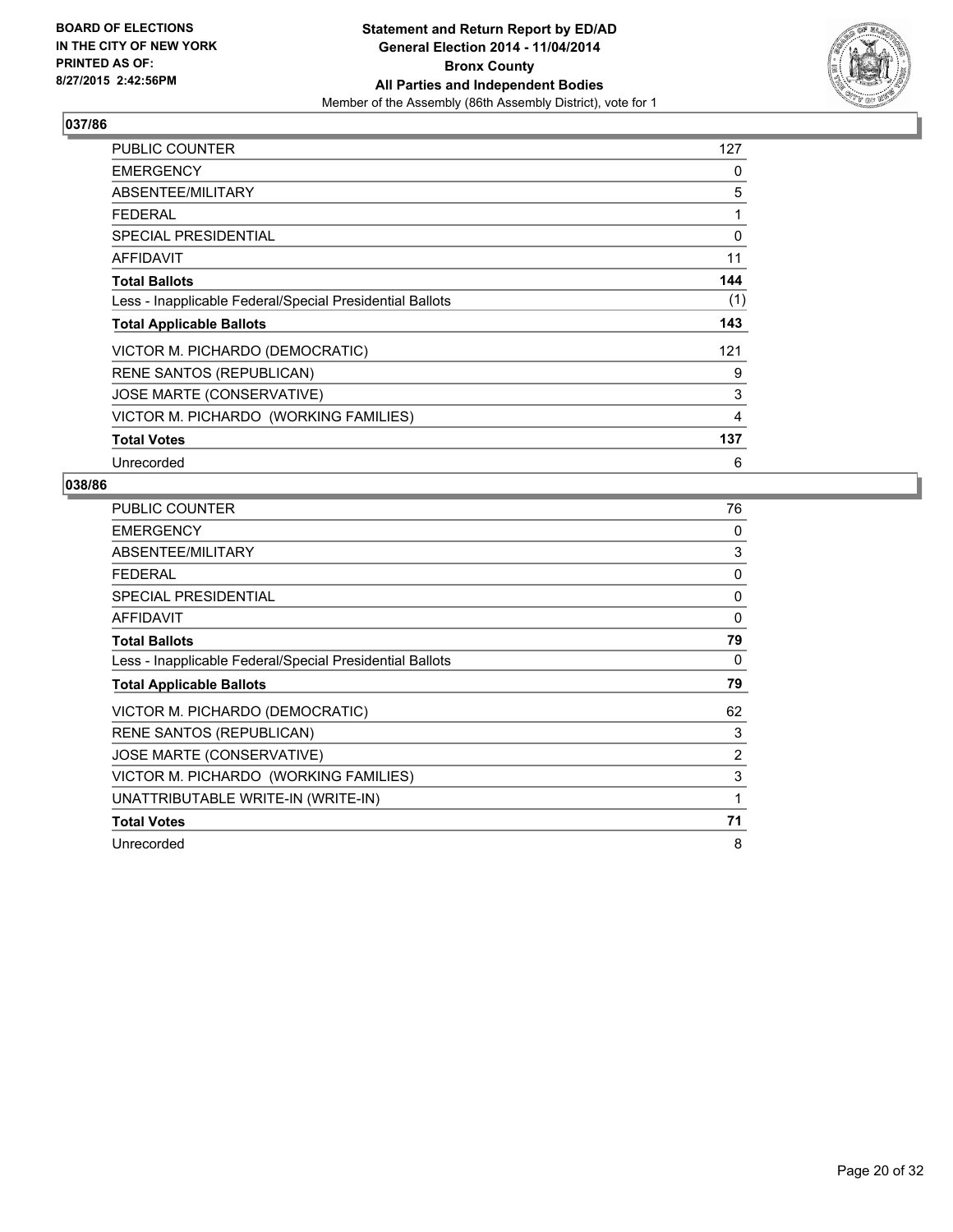BOARD OF ELECTIONS
IN THE CITY OF NEW YORK
PRINTED AS OF:
8/27/2015 2:42:56PM

**Statement and Return Report by ED/AD**
**General Election 2014 - 11/04/2014**
**Bronx County**
**All Parties and Independent Bodies**
Member of the Assembly (86th Assembly District), vote for 1

## 037/86

| | |
|---|---|
| PUBLIC COUNTER | 127 |
| EMERGENCY | 0 |
| ABSENTEE/MILITARY | 5 |
| FEDERAL | 1 |
| SPECIAL PRESIDENTIAL | 0 |
| AFFIDAVIT | 11 |
| **Total Ballots** | **144** |
| Less - Inapplicable Federal/Special Presidential Ballots | (1) |
| **Total Applicable Ballots** | **143** |
| VICTOR M. PICHARDO (DEMOCRATIC) | 121 |
| RENE SANTOS (REPUBLICAN) | 9 |
| JOSE MARTE (CONSERVATIVE) | 3 |
| VICTOR M. PICHARDO (WORKING FAMILIES) | 4 |
| **Total Votes** | **137** |
| Unrecorded | 6 |

## 038/86

| | |
|---|---|
| PUBLIC COUNTER | 76 |
| EMERGENCY | 0 |
| ABSENTEE/MILITARY | 3 |
| FEDERAL | 0 |
| SPECIAL PRESIDENTIAL | 0 |
| AFFIDAVIT | 0 |
| **Total Ballots** | **79** |
| Less - Inapplicable Federal/Special Presidential Ballots | 0 |
| **Total Applicable Ballots** | **79** |
| VICTOR M. PICHARDO (DEMOCRATIC) | 62 |
| RENE SANTOS (REPUBLICAN) | 3 |
| JOSE MARTE (CONSERVATIVE) | 2 |
| VICTOR M. PICHARDO (WORKING FAMILIES) | 3 |
| UNATTRIBUTABLE WRITE-IN (WRITE-IN) | 1 |
| **Total Votes** | **71** |
| Unrecorded | 8 |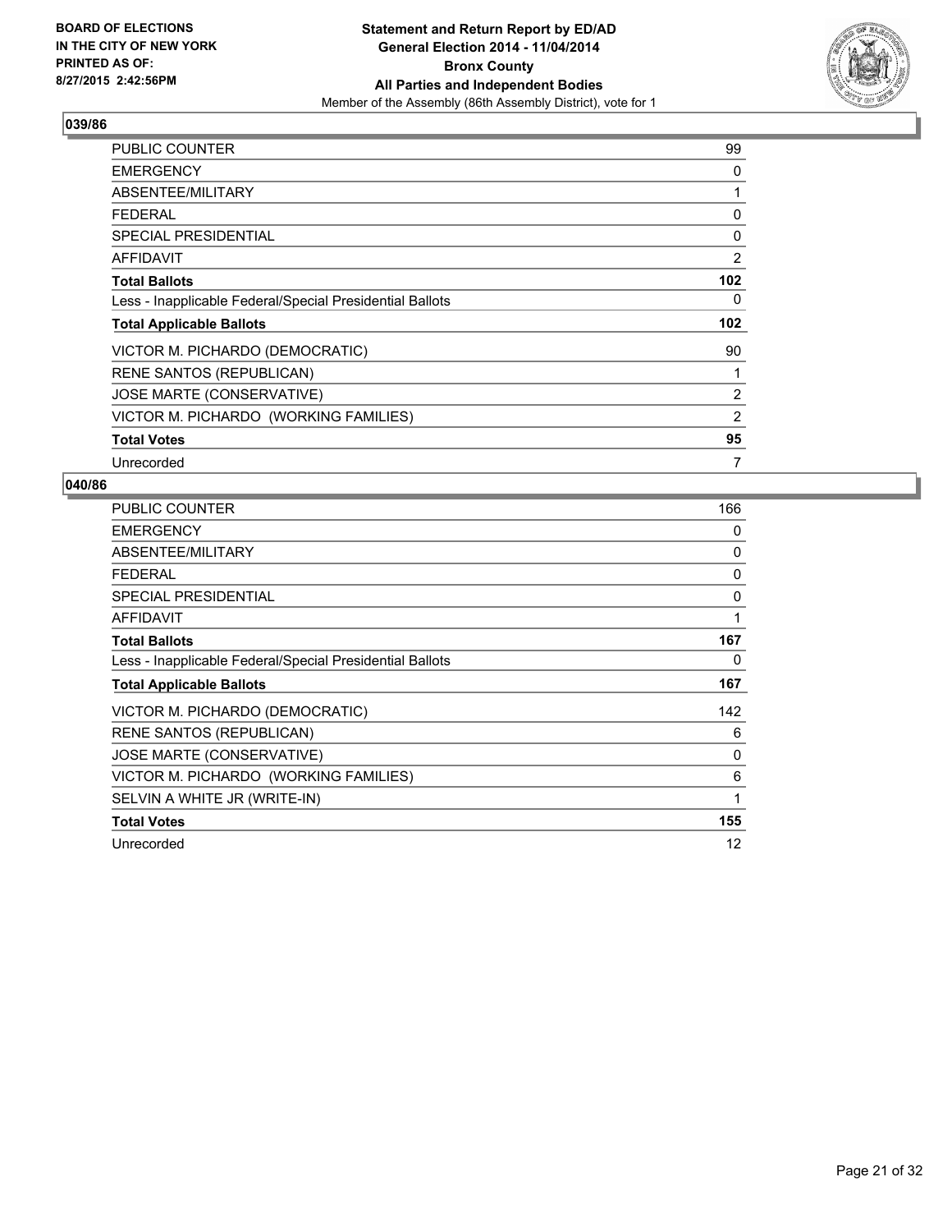## 039/86

| | |
|---|---|
| PUBLIC COUNTER | 99 |
| EMERGENCY | 0 |
| ABSENTEE/MILITARY | 1 |
| FEDERAL | 0 |
| SPECIAL PRESIDENTIAL | 0 |
| AFFIDAVIT | 2 |
| **Total Ballots** | **102** |
| Less - Inapplicable Federal/Special Presidential Ballots | 0 |
| **Total Applicable Ballots** | **102** |
| VICTOR M. PICHARDO (DEMOCRATIC) | 90 |
| RENE SANTOS (REPUBLICAN) | 1 |
| JOSE MARTE (CONSERVATIVE) | 2 |
| VICTOR M. PICHARDO (WORKING FAMILIES) | 2 |
| **Total Votes** | **95** |
| Unrecorded | 7 |

## 040/86

| | |
|---|---|
| PUBLIC COUNTER | 166 |
| EMERGENCY | 0 |
| ABSENTEE/MILITARY | 0 |
| FEDERAL | 0 |
| SPECIAL PRESIDENTIAL | 0 |
| AFFIDAVIT | 1 |
| **Total Ballots** | **167** |
| Less - Inapplicable Federal/Special Presidential Ballots | 0 |
| **Total Applicable Ballots** | **167** |
| VICTOR M. PICHARDO (DEMOCRATIC) | 142 |
| RENE SANTOS (REPUBLICAN) | 6 |
| JOSE MARTE (CONSERVATIVE) | 0 |
| VICTOR M. PICHARDO (WORKING FAMILIES) | 6 |
| SELVIN A WHITE JR (WRITE-IN) | 1 |
| **Total Votes** | **155** |
| Unrecorded | 12 |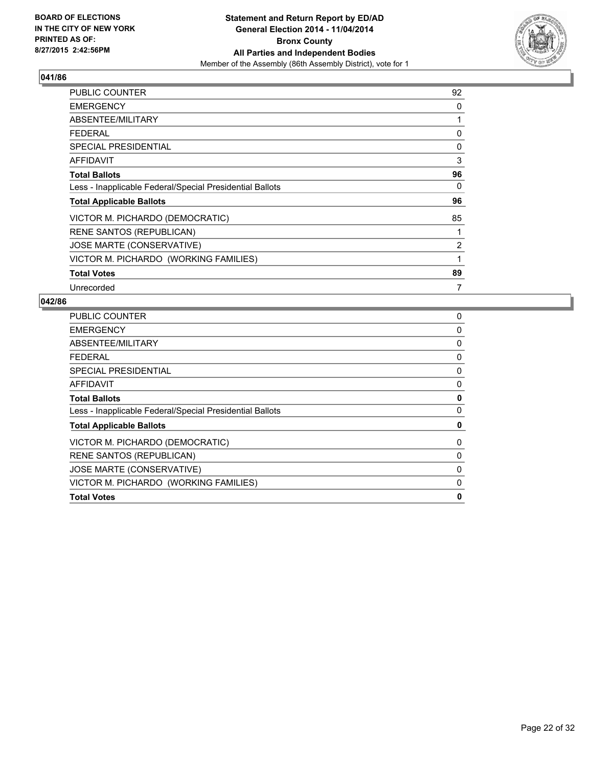**BOARD OF ELECTIONS**
**IN THE CITY OF NEW YORK**
**PRINTED AS OF:**
**8/27/2015 2:42:56PM**

**Statement and Return Report by ED/AD**
**General Election 2014 - 11/04/2014**
**Bronx County**
**All Parties and Independent Bodies**
Member of the Assembly (86th Assembly District), vote for 1

### 041/86

| | |
|---|---|
| PUBLIC COUNTER | 92 |
| EMERGENCY | 0 |
| ABSENTEE/MILITARY | 1 |
| FEDERAL | 0 |
| SPECIAL PRESIDENTIAL | 0 |
| AFFIDAVIT | 3 |
| **Total Ballots** | **96** |
| Less - Inapplicable Federal/Special Presidential Ballots | 0 |
| **Total Applicable Ballots** | **96** |
| VICTOR M. PICHARDO (DEMOCRATIC) | 85 |
| RENE SANTOS (REPUBLICAN) | 1 |
| JOSE MARTE (CONSERVATIVE) | 2 |
| VICTOR M. PICHARDO (WORKING FAMILIES) | 1 |
| **Total Votes** | **89** |
| Unrecorded | 7 |

### 042/86

| | |
|---|---|
| PUBLIC COUNTER | 0 |
| EMERGENCY | 0 |
| ABSENTEE/MILITARY | 0 |
| FEDERAL | 0 |
| SPECIAL PRESIDENTIAL | 0 |
| AFFIDAVIT | 0 |
| **Total Ballots** | **0** |
| Less - Inapplicable Federal/Special Presidential Ballots | 0 |
| **Total Applicable Ballots** | **0** |
| VICTOR M. PICHARDO (DEMOCRATIC) | 0 |
| RENE SANTOS (REPUBLICAN) | 0 |
| JOSE MARTE (CONSERVATIVE) | 0 |
| VICTOR M. PICHARDO (WORKING FAMILIES) | 0 |
| **Total Votes** | **0** |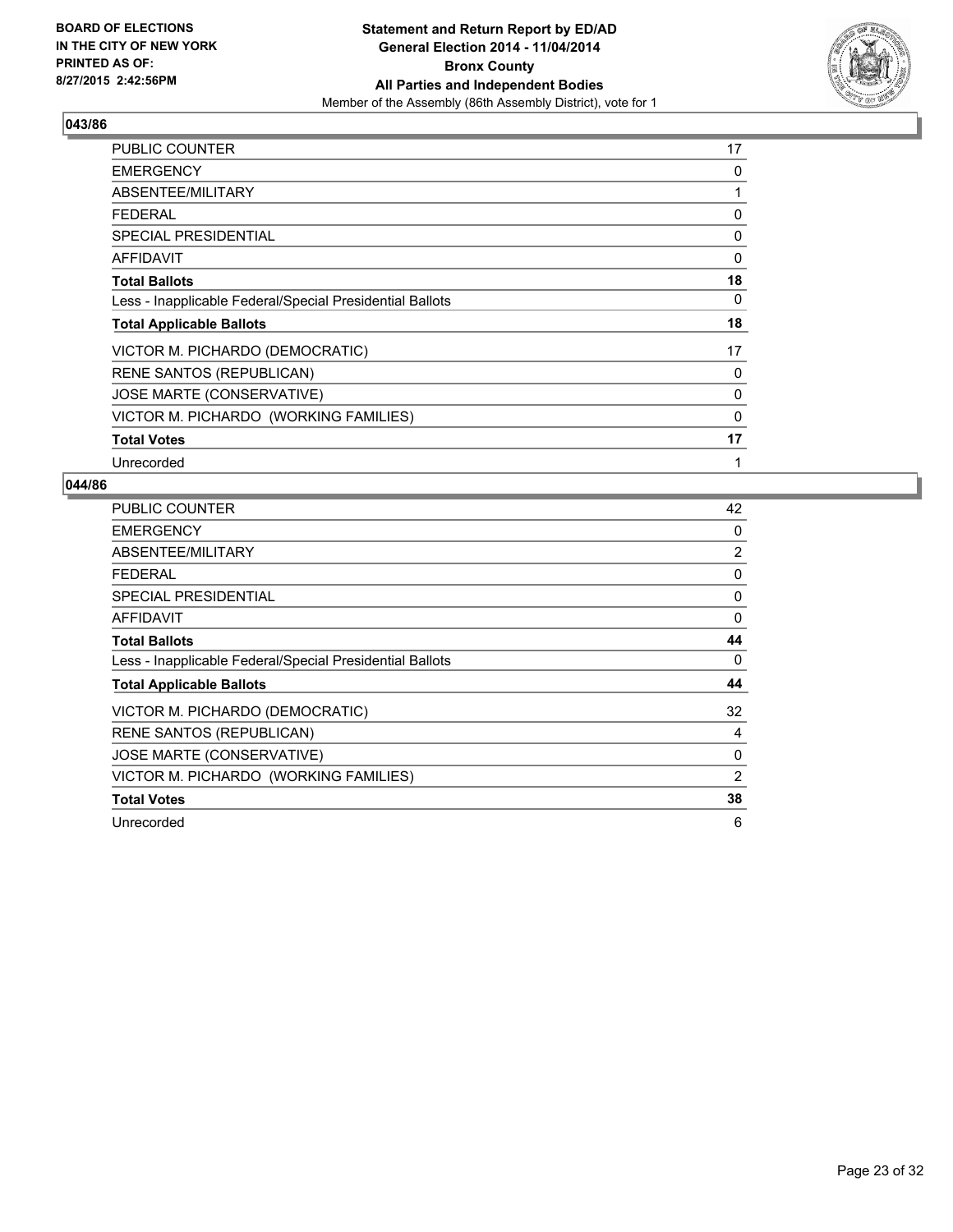**BOARD OF ELECTIONS IN THE CITY OF NEW YORK PRINTED AS OF: 8/27/2015 2:42:56PM**

**Statement and Return Report by ED/AD**
**General Election 2014 - 11/04/2014**
**Bronx County**
**All Parties and Independent Bodies**
Member of the Assembly (86th Assembly District), vote for 1

## 043/86

| | |
|---|---|
| PUBLIC COUNTER | 17 |
| EMERGENCY | 0 |
| ABSENTEE/MILITARY | 1 |
| FEDERAL | 0 |
| SPECIAL PRESIDENTIAL | 0 |
| AFFIDAVIT | 0 |
| **Total Ballots** | **18** |
| Less - Inapplicable Federal/Special Presidential Ballots | 0 |
| **Total Applicable Ballots** | **18** |
| VICTOR M. PICHARDO (DEMOCRATIC) | 17 |
| RENE SANTOS (REPUBLICAN) | 0 |
| JOSE MARTE (CONSERVATIVE) | 0 |
| VICTOR M. PICHARDO (WORKING FAMILIES) | 0 |
| **Total Votes** | **17** |
| Unrecorded | 1 |

## 044/86

| | |
|---|---|
| PUBLIC COUNTER | 42 |
| EMERGENCY | 0 |
| ABSENTEE/MILITARY | 2 |
| FEDERAL | 0 |
| SPECIAL PRESIDENTIAL | 0 |
| AFFIDAVIT | 0 |
| **Total Ballots** | **44** |
| Less - Inapplicable Federal/Special Presidential Ballots | 0 |
| **Total Applicable Ballots** | **44** |
| VICTOR M. PICHARDO (DEMOCRATIC) | 32 |
| RENE SANTOS (REPUBLICAN) | 4 |
| JOSE MARTE (CONSERVATIVE) | 0 |
| VICTOR M. PICHARDO (WORKING FAMILIES) | 2 |
| **Total Votes** | **38** |
| Unrecorded | 6 |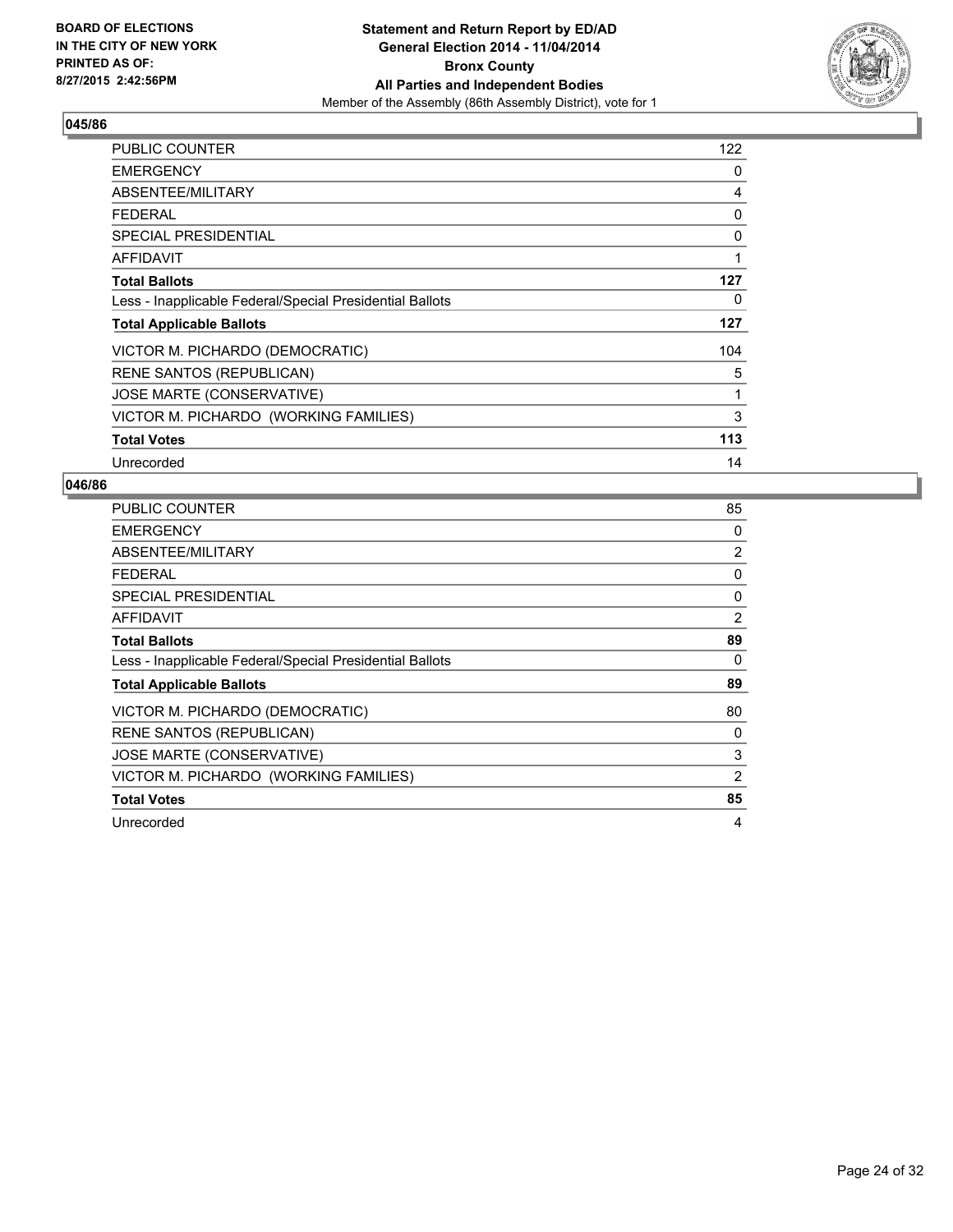**BOARD OF ELECTIONS IN THE CITY OF NEW YORK PRINTED AS OF: 8/27/2015 2:42:56PM**

**Statement and Return Report by ED/AD**
**General Election 2014 - 11/04/2014**
**Bronx County**
**All Parties and Independent Bodies**
Member of the Assembly (86th Assembly District), vote for 1

### 045/86

| | |
|---|---|
| PUBLIC COUNTER | 122 |
| EMERGENCY | 0 |
| ABSENTEE/MILITARY | 4 |
| FEDERAL | 0 |
| SPECIAL PRESIDENTIAL | 0 |
| AFFIDAVIT | 1 |
| **Total Ballots** | **127** |
| Less - Inapplicable Federal/Special Presidential Ballots | 0 |
| **Total Applicable Ballots** | **127** |
| VICTOR M. PICHARDO (DEMOCRATIC) | 104 |
| RENE SANTOS (REPUBLICAN) | 5 |
| JOSE MARTE (CONSERVATIVE) | 1 |
| VICTOR M. PICHARDO (WORKING FAMILIES) | 3 |
| **Total Votes** | **113** |
| Unrecorded | 14 |

### 046/86

| | |
|---|---|
| PUBLIC COUNTER | 85 |
| EMERGENCY | 0 |
| ABSENTEE/MILITARY | 2 |
| FEDERAL | 0 |
| SPECIAL PRESIDENTIAL | 0 |
| AFFIDAVIT | 2 |
| **Total Ballots** | **89** |
| Less - Inapplicable Federal/Special Presidential Ballots | 0 |
| **Total Applicable Ballots** | **89** |
| VICTOR M. PICHARDO (DEMOCRATIC) | 80 |
| RENE SANTOS (REPUBLICAN) | 0 |
| JOSE MARTE (CONSERVATIVE) | 3 |
| VICTOR M. PICHARDO (WORKING FAMILIES) | 2 |
| **Total Votes** | **85** |
| Unrecorded | 4 |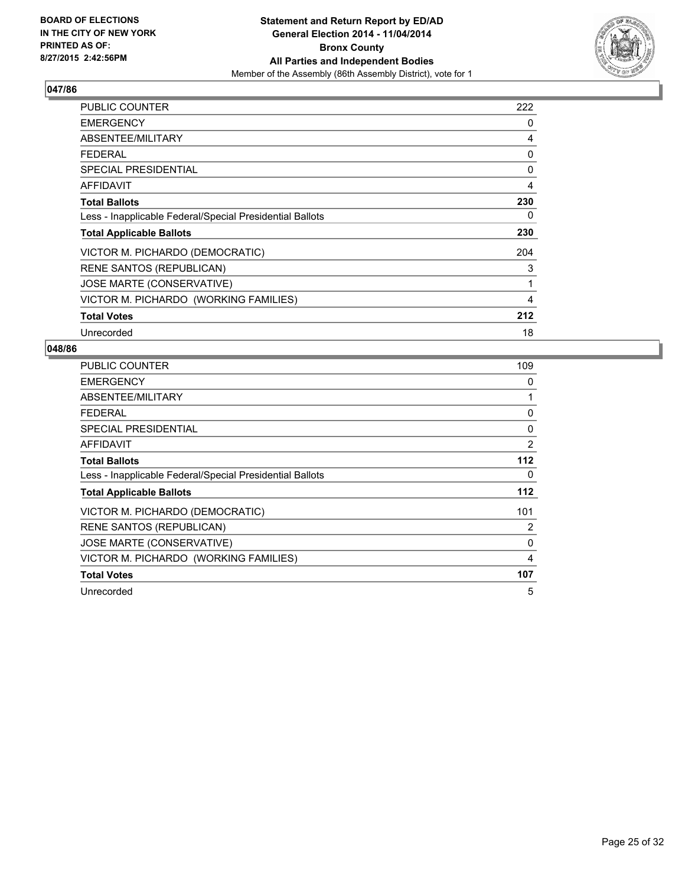**BOARD OF ELECTIONS IN THE CITY OF NEW YORK PRINTED AS OF: 8/27/2015 2:42:56PM**

**Statement and Return Report by ED/AD General Election 2014 - 11/04/2014 Bronx County All Parties and Independent Bodies**

Member of the Assembly (86th Assembly District), vote for 1

## 047/86

| | |
|---|---|
| PUBLIC COUNTER | 222 |
| EMERGENCY | 0 |
| ABSENTEE/MILITARY | 4 |
| FEDERAL | 0 |
| SPECIAL PRESIDENTIAL | 0 |
| AFFIDAVIT | 4 |
| **Total Ballots** | **230** |
| Less - Inapplicable Federal/Special Presidential Ballots | 0 |
| **Total Applicable Ballots** | **230** |
| VICTOR M. PICHARDO (DEMOCRATIC) | 204 |
| RENE SANTOS (REPUBLICAN) | 3 |
| JOSE MARTE (CONSERVATIVE) | 1 |
| VICTOR M. PICHARDO (WORKING FAMILIES) | 4 |
| **Total Votes** | **212** |
| Unrecorded | 18 |

## 048/86

| | |
|---|---|
| PUBLIC COUNTER | 109 |
| EMERGENCY | 0 |
| ABSENTEE/MILITARY | 1 |
| FEDERAL | 0 |
| SPECIAL PRESIDENTIAL | 0 |
| AFFIDAVIT | 2 |
| **Total Ballots** | **112** |
| Less - Inapplicable Federal/Special Presidential Ballots | 0 |
| **Total Applicable Ballots** | **112** |
| VICTOR M. PICHARDO (DEMOCRATIC) | 101 |
| RENE SANTOS (REPUBLICAN) | 2 |
| JOSE MARTE (CONSERVATIVE) | 0 |
| VICTOR M. PICHARDO (WORKING FAMILIES) | 4 |
| **Total Votes** | **107** |
| Unrecorded | 5 |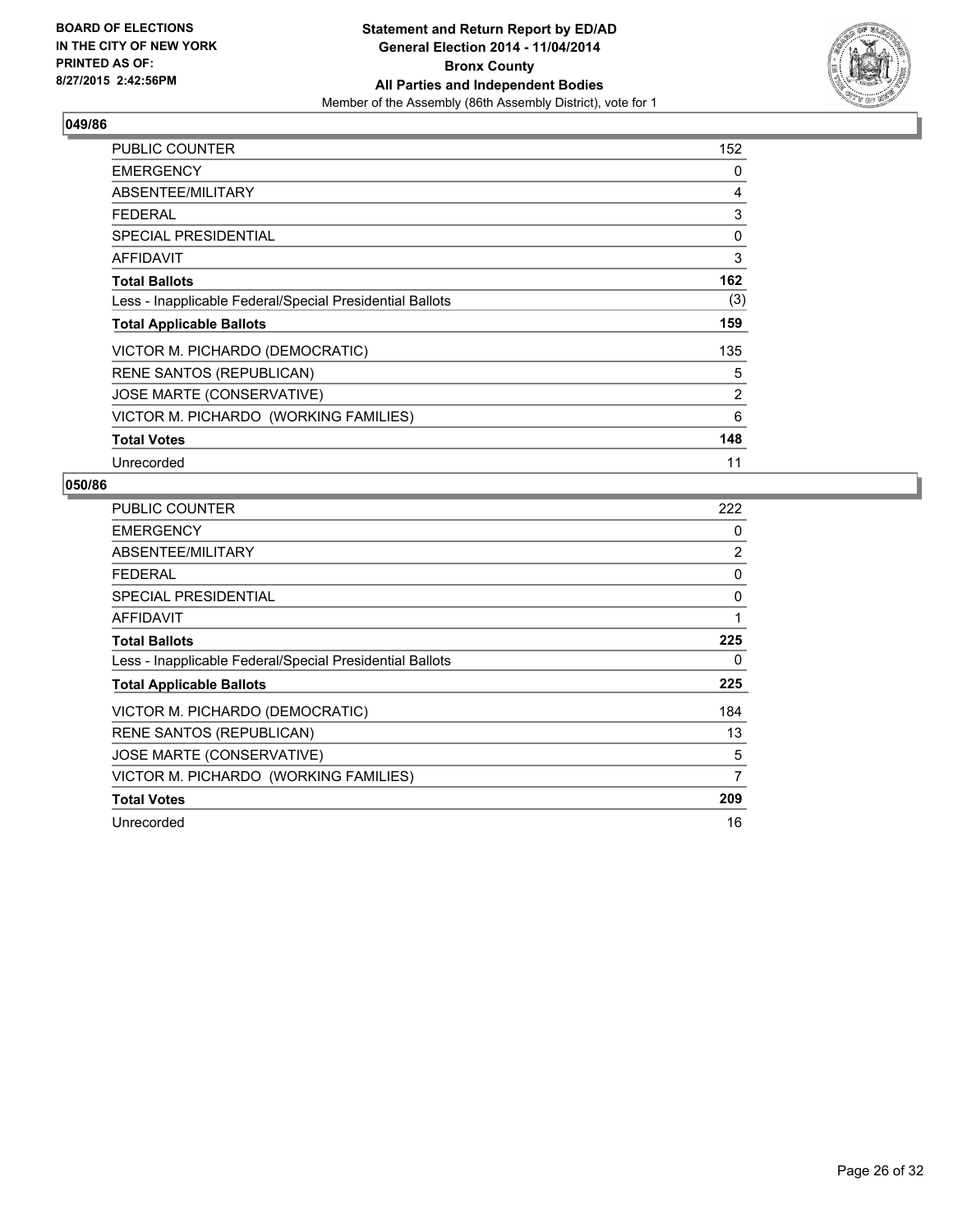**BOARD OF ELECTIONS IN THE CITY OF NEW YORK PRINTED AS OF: 8/27/2015 2:42:56PM**

**Statement and Return Report by ED/AD**
**General Election 2014 - 11/04/2014**
**Bronx County**
**All Parties and Independent Bodies**
Member of the Assembly (86th Assembly District), vote for 1

## 049/86

| | |
|---|---|
| PUBLIC COUNTER | 152 |
| EMERGENCY | 0 |
| ABSENTEE/MILITARY | 4 |
| FEDERAL | 3 |
| SPECIAL PRESIDENTIAL | 0 |
| AFFIDAVIT | 3 |
| **Total Ballots** | **162** |
| Less - Inapplicable Federal/Special Presidential Ballots | (3) |
| **Total Applicable Ballots** | **159** |
| VICTOR M. PICHARDO (DEMOCRATIC) | 135 |
| RENE SANTOS (REPUBLICAN) | 5 |
| JOSE MARTE (CONSERVATIVE) | 2 |
| VICTOR M. PICHARDO (WORKING FAMILIES) | 6 |
| **Total Votes** | **148** |
| Unrecorded | 11 |

## 050/86

| | |
|---|---|
| PUBLIC COUNTER | 222 |
| EMERGENCY | 0 |
| ABSENTEE/MILITARY | 2 |
| FEDERAL | 0 |
| SPECIAL PRESIDENTIAL | 0 |
| AFFIDAVIT | 1 |
| **Total Ballots** | **225** |
| Less - Inapplicable Federal/Special Presidential Ballots | 0 |
| **Total Applicable Ballots** | **225** |
| VICTOR M. PICHARDO (DEMOCRATIC) | 184 |
| RENE SANTOS (REPUBLICAN) | 13 |
| JOSE MARTE (CONSERVATIVE) | 5 |
| VICTOR M. PICHARDO (WORKING FAMILIES) | 7 |
| **Total Votes** | **209** |
| Unrecorded | 16 |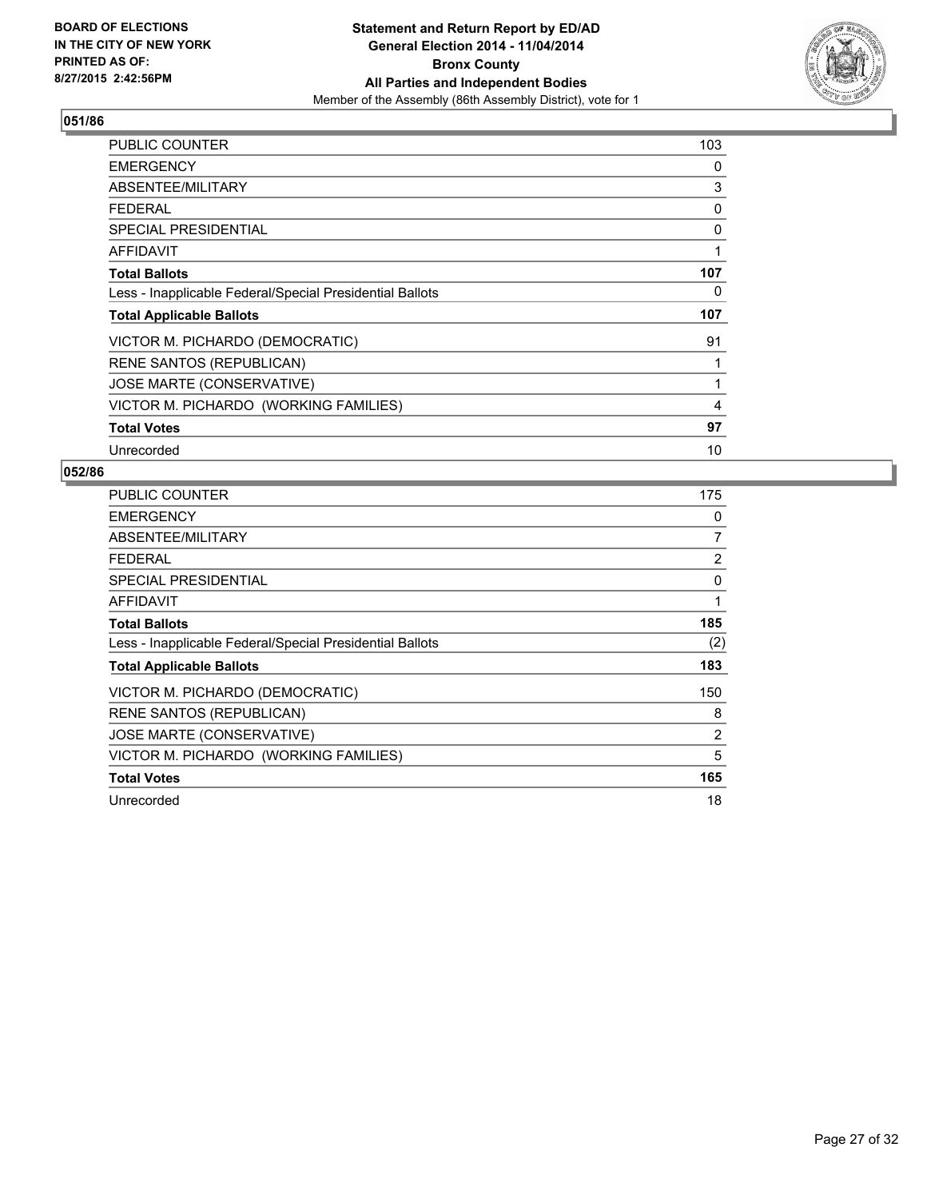## 051/86

| | |
|---|---|
| PUBLIC COUNTER | 103 |
| EMERGENCY | 0 |
| ABSENTEE/MILITARY | 3 |
| FEDERAL | 0 |
| SPECIAL PRESIDENTIAL | 0 |
| AFFIDAVIT | 1 |
| **Total Ballots** | **107** |
| Less - Inapplicable Federal/Special Presidential Ballots | 0 |
| **Total Applicable Ballots** | **107** |
| VICTOR M. PICHARDO (DEMOCRATIC) | 91 |
| RENE SANTOS (REPUBLICAN) | 1 |
| JOSE MARTE (CONSERVATIVE) | 1 |
| VICTOR M. PICHARDO (WORKING FAMILIES) | 4 |
| **Total Votes** | **97** |
| Unrecorded | 10 |

## 052/86

| | |
|---|---|
| PUBLIC COUNTER | 175 |
| EMERGENCY | 0 |
| ABSENTEE/MILITARY | 7 |
| FEDERAL | 2 |
| SPECIAL PRESIDENTIAL | 0 |
| AFFIDAVIT | 1 |
| **Total Ballots** | **185** |
| Less - Inapplicable Federal/Special Presidential Ballots | (2) |
| **Total Applicable Ballots** | **183** |
| VICTOR M. PICHARDO (DEMOCRATIC) | 150 |
| RENE SANTOS (REPUBLICAN) | 8 |
| JOSE MARTE (CONSERVATIVE) | 2 |
| VICTOR M. PICHARDO (WORKING FAMILIES) | 5 |
| **Total Votes** | **165** |
| Unrecorded | 18 |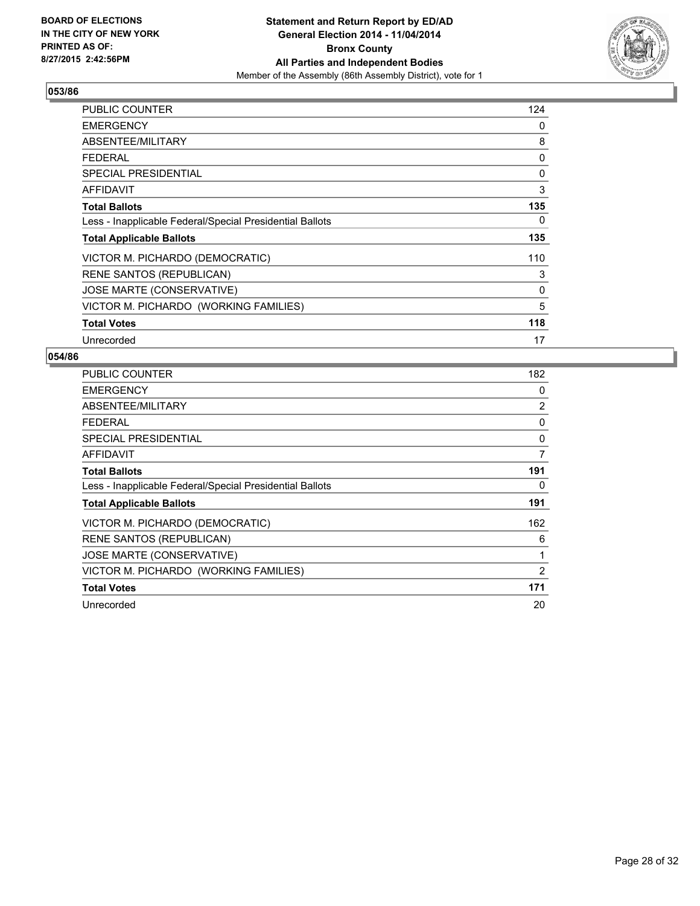## 053/86

| | |
|---|---|
| PUBLIC COUNTER | 124 |
| EMERGENCY | 0 |
| ABSENTEE/MILITARY | 8 |
| FEDERAL | 0 |
| SPECIAL PRESIDENTIAL | 0 |
| AFFIDAVIT | 3 |
| **Total Ballots** | **135** |
| Less - Inapplicable Federal/Special Presidential Ballots | 0 |
| **Total Applicable Ballots** | **135** |
| VICTOR M. PICHARDO (DEMOCRATIC) | 110 |
| RENE SANTOS (REPUBLICAN) | 3 |
| JOSE MARTE (CONSERVATIVE) | 0 |
| VICTOR M. PICHARDO (WORKING FAMILIES) | 5 |
| **Total Votes** | **118** |
| Unrecorded | 17 |

## 054/86

| | |
|---|---|
| PUBLIC COUNTER | 182 |
| EMERGENCY | 0 |
| ABSENTEE/MILITARY | 2 |
| FEDERAL | 0 |
| SPECIAL PRESIDENTIAL | 0 |
| AFFIDAVIT | 7 |
| **Total Ballots** | **191** |
| Less - Inapplicable Federal/Special Presidential Ballots | 0 |
| **Total Applicable Ballots** | **191** |
| VICTOR M. PICHARDO (DEMOCRATIC) | 162 |
| RENE SANTOS (REPUBLICAN) | 6 |
| JOSE MARTE (CONSERVATIVE) | 1 |
| VICTOR M. PICHARDO (WORKING FAMILIES) | 2 |
| **Total Votes** | **171** |
| Unrecorded | 20 |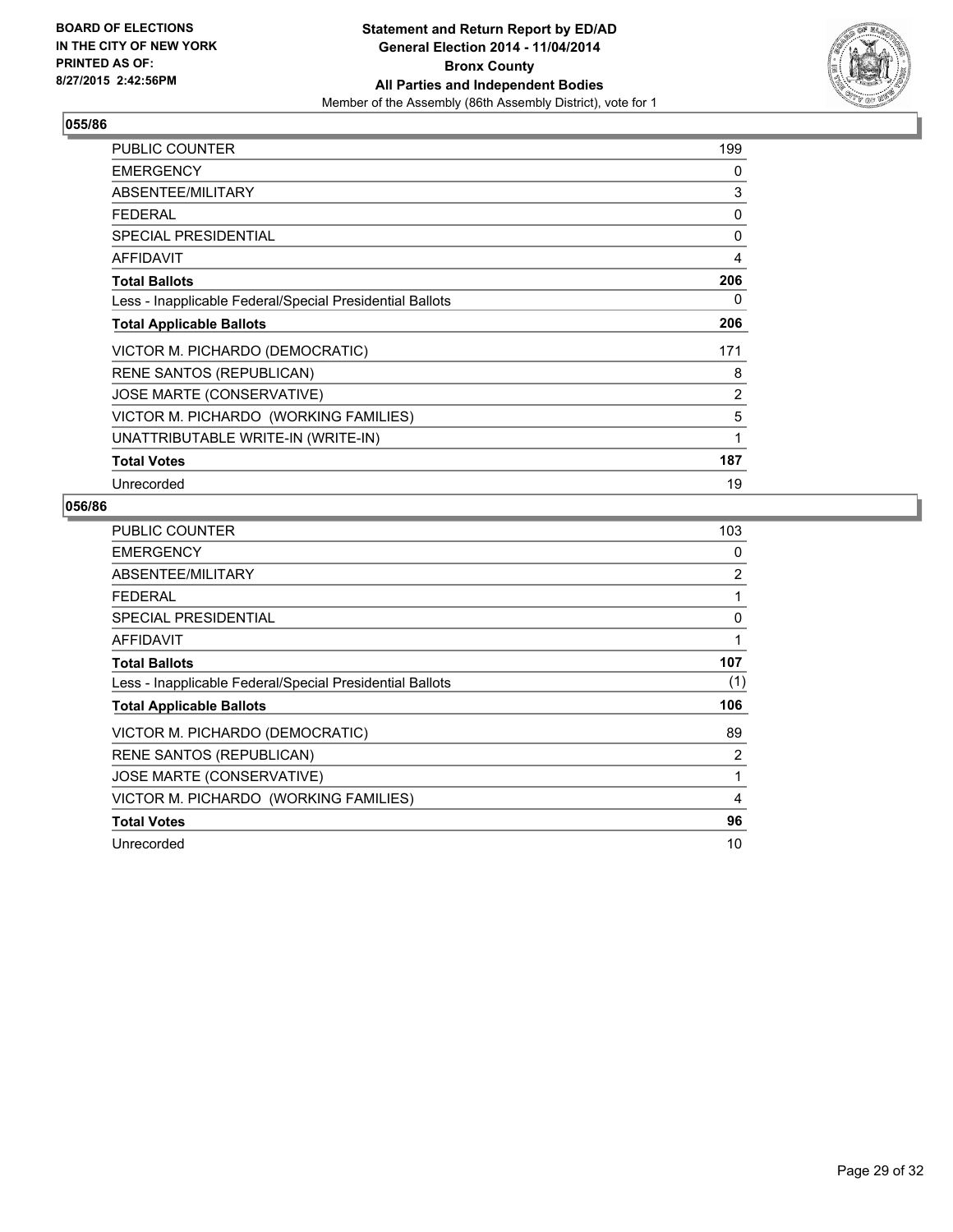**BOARD OF ELECTIONS IN THE CITY OF NEW YORK PRINTED AS OF: 8/27/2015 2:42:56PM**

**Statement and Return Report by ED/AD General Election 2014 - 11/04/2014 Bronx County All Parties and Independent Bodies**

Member of the Assembly (86th Assembly District), vote for 1

### 055/86

| | |
|---|---|
| PUBLIC COUNTER | 199 |
| EMERGENCY | 0 |
| ABSENTEE/MILITARY | 3 |
| FEDERAL | 0 |
| SPECIAL PRESIDENTIAL | 0 |
| AFFIDAVIT | 4 |
| **Total Ballots** | **206** |
| Less - Inapplicable Federal/Special Presidential Ballots | 0 |
| **Total Applicable Ballots** | **206** |
| VICTOR M. PICHARDO (DEMOCRATIC) | 171 |
| RENE SANTOS (REPUBLICAN) | 8 |
| JOSE MARTE (CONSERVATIVE) | 2 |
| VICTOR M. PICHARDO (WORKING FAMILIES) | 5 |
| UNATTRIBUTABLE WRITE-IN (WRITE-IN) | 1 |
| **Total Votes** | **187** |
| Unrecorded | 19 |

### 056/86

| | |
|---|---|
| PUBLIC COUNTER | 103 |
| EMERGENCY | 0 |
| ABSENTEE/MILITARY | 2 |
| FEDERAL | 1 |
| SPECIAL PRESIDENTIAL | 0 |
| AFFIDAVIT | 1 |
| **Total Ballots** | **107** |
| Less - Inapplicable Federal/Special Presidential Ballots | (1) |
| **Total Applicable Ballots** | **106** |
| VICTOR M. PICHARDO (DEMOCRATIC) | 89 |
| RENE SANTOS (REPUBLICAN) | 2 |
| JOSE MARTE (CONSERVATIVE) | 1 |
| VICTOR M. PICHARDO (WORKING FAMILIES) | 4 |
| **Total Votes** | **96** |
| Unrecorded | 10 |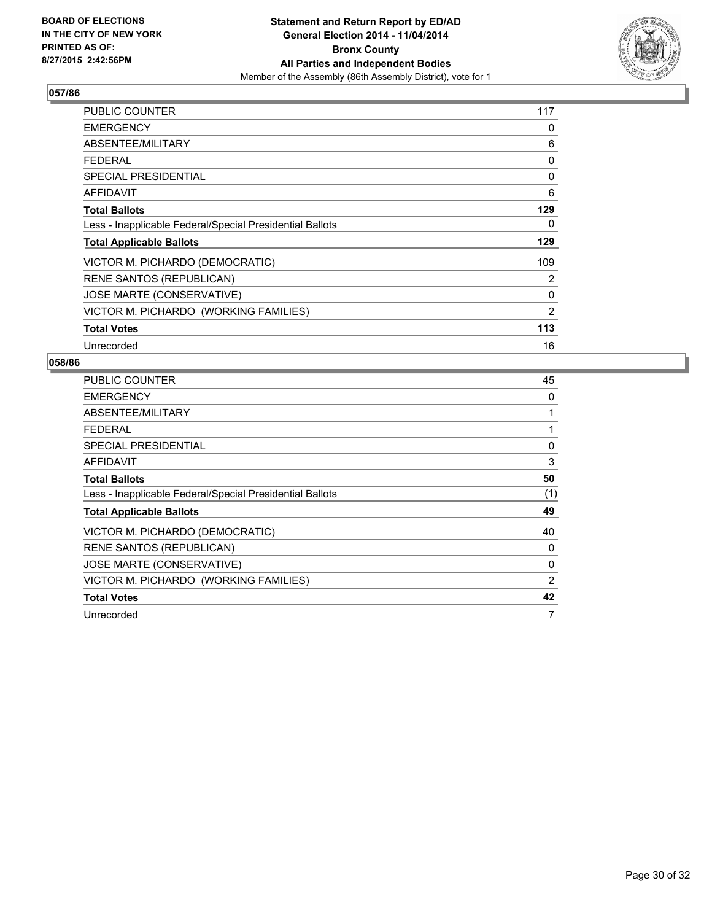**BOARD OF ELECTIONS IN THE CITY OF NEW YORK PRINTED AS OF: 8/27/2015 2:42:56PM**

**Statement and Return Report by ED/AD General Election 2014 - 11/04/2014 Bronx County All Parties and Independent Bodies**

Member of the Assembly (86th Assembly District), vote for 1

## 057/86

| | |
|---|---|
| PUBLIC COUNTER | 117 |
| EMERGENCY | 0 |
| ABSENTEE/MILITARY | 6 |
| FEDERAL | 0 |
| SPECIAL PRESIDENTIAL | 0 |
| AFFIDAVIT | 6 |
| **Total Ballots** | **129** |
| Less - Inapplicable Federal/Special Presidential Ballots | 0 |
| **Total Applicable Ballots** | **129** |
| VICTOR M. PICHARDO (DEMOCRATIC) | 109 |
| RENE SANTOS (REPUBLICAN) | 2 |
| JOSE MARTE (CONSERVATIVE) | 0 |
| VICTOR M. PICHARDO (WORKING FAMILIES) | 2 |
| **Total Votes** | **113** |
| Unrecorded | 16 |

## 058/86

| | |
|---|---|
| PUBLIC COUNTER | 45 |
| EMERGENCY | 0 |
| ABSENTEE/MILITARY | 1 |
| FEDERAL | 1 |
| SPECIAL PRESIDENTIAL | 0 |
| AFFIDAVIT | 3 |
| **Total Ballots** | **50** |
| Less - Inapplicable Federal/Special Presidential Ballots | (1) |
| **Total Applicable Ballots** | **49** |
| VICTOR M. PICHARDO (DEMOCRATIC) | 40 |
| RENE SANTOS (REPUBLICAN) | 0 |
| JOSE MARTE (CONSERVATIVE) | 0 |
| VICTOR M. PICHARDO (WORKING FAMILIES) | 2 |
| **Total Votes** | **42** |
| Unrecorded | 7 |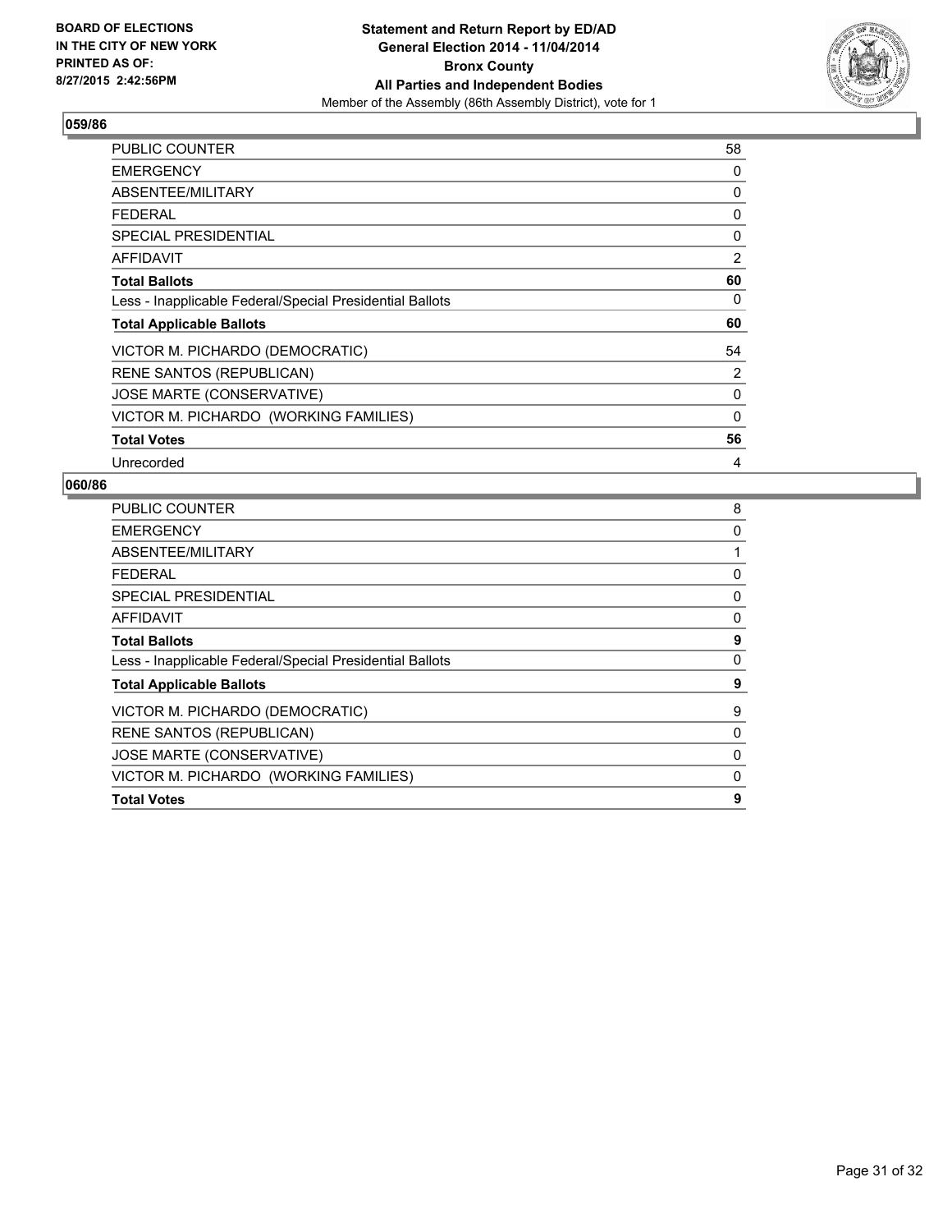**BOARD OF ELECTIONS IN THE CITY OF NEW YORK PRINTED AS OF: 8/27/2015 2:42:56PM**

**Statement and Return Report by ED/AD**
**General Election 2014 - 11/04/2014**
**Bronx County**
**All Parties and Independent Bodies**
Member of the Assembly (86th Assembly District), vote for 1

### 059/86

| | |
|---|---|
| PUBLIC COUNTER | 58 |
| EMERGENCY | 0 |
| ABSENTEE/MILITARY | 0 |
| FEDERAL | 0 |
| SPECIAL PRESIDENTIAL | 0 |
| AFFIDAVIT | 2 |
| **Total Ballots** | **60** |
| Less - Inapplicable Federal/Special Presidential Ballots | 0 |
| **Total Applicable Ballots** | **60** |
| VICTOR M. PICHARDO (DEMOCRATIC) | 54 |
| RENE SANTOS (REPUBLICAN) | 2 |
| JOSE MARTE (CONSERVATIVE) | 0 |
| VICTOR M. PICHARDO (WORKING FAMILIES) | 0 |
| **Total Votes** | **56** |
| Unrecorded | 4 |

### 060/86

| | |
|---|---|
| PUBLIC COUNTER | 8 |
| EMERGENCY | 0 |
| ABSENTEE/MILITARY | 1 |
| FEDERAL | 0 |
| SPECIAL PRESIDENTIAL | 0 |
| AFFIDAVIT | 0 |
| **Total Ballots** | **9** |
| Less - Inapplicable Federal/Special Presidential Ballots | 0 |
| **Total Applicable Ballots** | **9** |
| VICTOR M. PICHARDO (DEMOCRATIC) | 9 |
| RENE SANTOS (REPUBLICAN) | 0 |
| JOSE MARTE (CONSERVATIVE) | 0 |
| VICTOR M. PICHARDO (WORKING FAMILIES) | 0 |
| **Total Votes** | **9** |